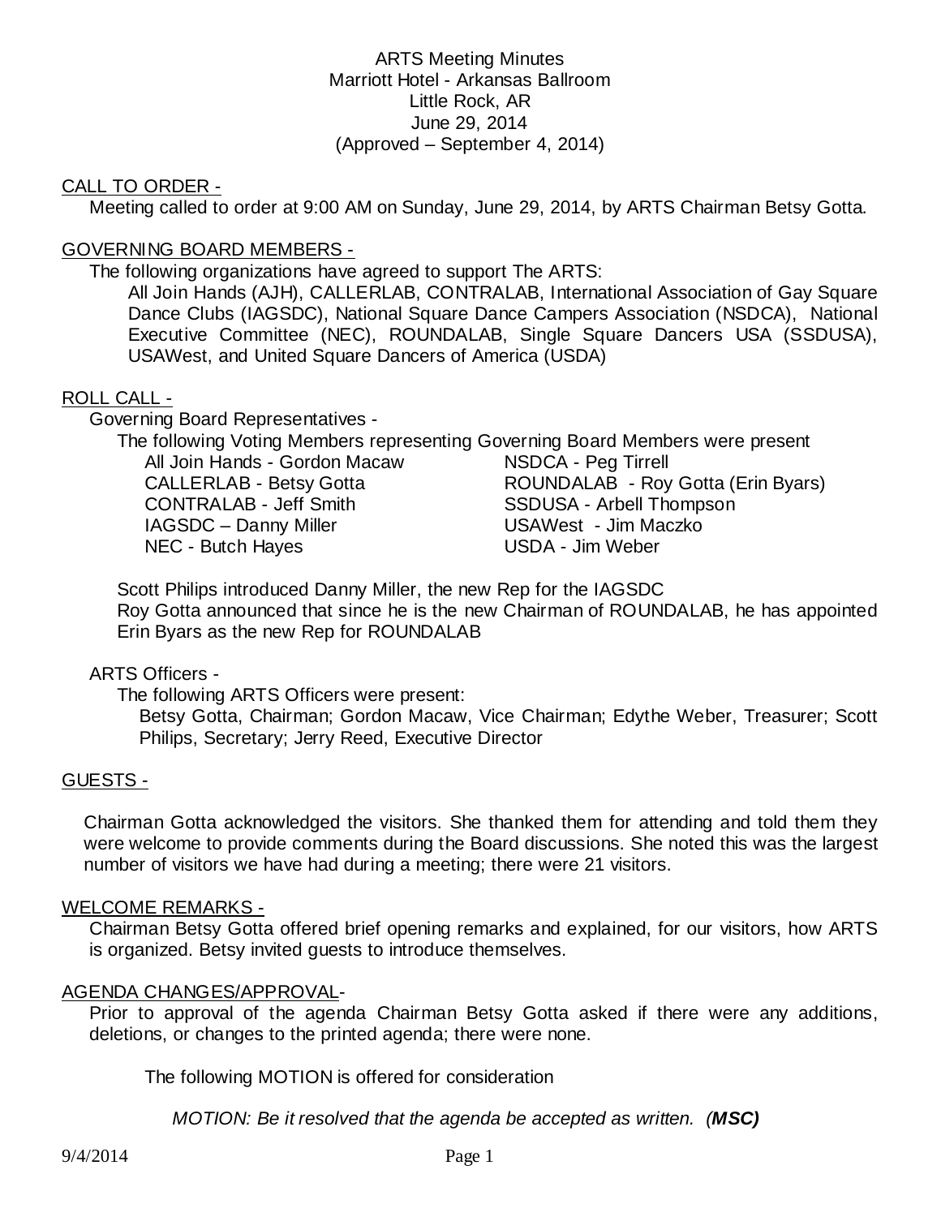ARTS Meeting Minutes
Marriott Hotel - Arkansas Ballroom
Little Rock, AR
June 29, 2014
(Approved – September 4, 2014)

## CALL TO ORDER -

Meeting called to order at 9:00 AM on Sunday, June 29, 2014, by ARTS Chairman Betsy Gotta.

## GOVERNING BOARD MEMBERS -

The following organizations have agreed to support The ARTS:

All Join Hands (AJH), CALLERLAB, CONTRALAB, International Association of Gay Square Dance Clubs (IAGSDC), National Square Dance Campers Association (NSDCA), National Executive Committee (NEC), ROUNDALAB, Single Square Dancers USA (SSDUSA), USAWest, and United Square Dancers of America (USDA)

## ROLL CALL -

Governing Board Representatives -

The following Voting Members representing Governing Board Members were present

| | |
|---|---|
| All Join Hands - Gordon Macaw | NSDCA - Peg Tirrell |
| CALLERLAB - Betsy Gotta | ROUNDALAB - Roy Gotta (Erin Byars) |
| CONTRALAB - Jeff Smith | SSDUSA - Arbell Thompson |
| IAGSDC – Danny Miller | USAWest - Jim Maczko |
| NEC - Butch Hayes | USDA - Jim Weber |

Scott Philips introduced Danny Miller, the new Rep for the IAGSDC
Roy Gotta announced that since he is the new Chairman of ROUNDALAB, he has appointed Erin Byars as the new Rep for ROUNDALAB

ARTS Officers -

The following ARTS Officers were present:

Betsy Gotta, Chairman; Gordon Macaw, Vice Chairman; Edythe Weber, Treasurer; Scott Philips, Secretary; Jerry Reed, Executive Director

## GUESTS -

Chairman Gotta acknowledged the visitors. She thanked them for attending and told them they were welcome to provide comments during the Board discussions. She noted this was the largest number of visitors we have had during a meeting; there were 21 visitors.

## WELCOME REMARKS -

Chairman Betsy Gotta offered brief opening remarks and explained, for our visitors, how ARTS is organized. Betsy invited guests to introduce themselves.

## AGENDA CHANGES/APPROVAL-

Prior to approval of the agenda Chairman Betsy Gotta asked if there were any additions, deletions, or changes to the printed agenda; there were none.

The following MOTION is offered for consideration

*MOTION: Be it resolved that the agenda be accepted as written.* ***(MSC)***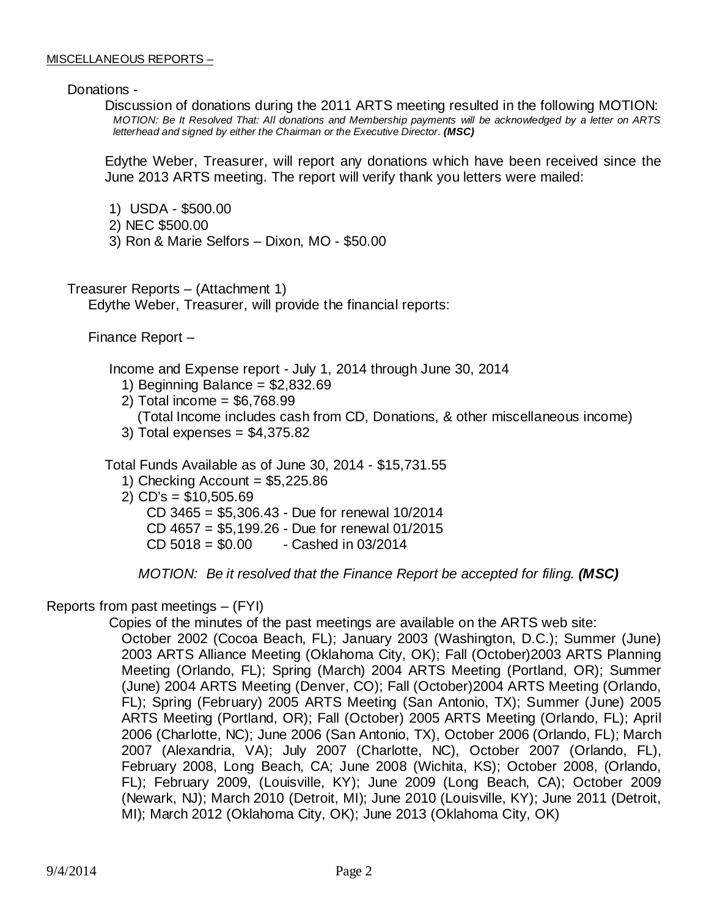MISCELLANEOUS REPORTS –

Donations -

Discussion of donations during the 2011 ARTS meeting resulted in the following MOTION:

*MOTION: Be It Resolved That: All donations and Membership payments will be acknowledged by a letter on ARTS letterhead and signed by either the Chairman or the Executive Director. **(MSC)***

Edythe Weber, Treasurer, will report any donations which have been received since the June 2013 ARTS meeting. The report will verify thank you letters were mailed:

1) USDA - $500.00
2) NEC $500.00
3) Ron & Marie Selfors – Dixon, MO - $50.00

Treasurer Reports – (Attachment 1)

Edythe Weber, Treasurer, will provide the financial reports:

Finance Report –

Income and Expense report - July 1, 2014 through June 30, 2014

1) Beginning Balance = $2,832.69
2) Total income = $6,768.99
   (Total Income includes cash from CD, Donations, & other miscellaneous income)
3) Total expenses = $4,375.82

Total Funds Available as of June 30, 2014 - $15,731.55

1) Checking Account = $5,225.86
2) CD's = $10,505.69
   - CD 3465 = $5,306.43 - Due for renewal 10/2014
   - CD 4657 = $5,199.26 - Due for renewal 01/2015
   - CD 5018 = $0.00 - Cashed in 03/2014

*MOTION: Be it resolved that the Finance Report be accepted for filing. **(MSC)***

Reports from past meetings – (FYI)

Copies of the minutes of the past meetings are available on the ARTS web site:

October 2002 (Cocoa Beach, FL); January 2003 (Washington, D.C.); Summer (June) 2003 ARTS Alliance Meeting (Oklahoma City, OK); Fall (October)2003 ARTS Planning Meeting (Orlando, FL); Spring (March) 2004 ARTS Meeting (Portland, OR); Summer (June) 2004 ARTS Meeting (Denver, CO); Fall (October)2004 ARTS Meeting (Orlando, FL); Spring (February) 2005 ARTS Meeting (San Antonio, TX); Summer (June) 2005 ARTS Meeting (Portland, OR); Fall (October) 2005 ARTS Meeting (Orlando, FL); April 2006 (Charlotte, NC); June 2006 (San Antonio, TX), October 2006 (Orlando, FL); March 2007 (Alexandria, VA); July 2007 (Charlotte, NC), October 2007 (Orlando, FL), February 2008, Long Beach, CA; June 2008 (Wichita, KS); October 2008, (Orlando, FL); February 2009, (Louisville, KY); June 2009 (Long Beach, CA); October 2009 (Newark, NJ); March 2010 (Detroit, MI); June 2010 (Louisville, KY); June 2011 (Detroit, MI); March 2012 (Oklahoma City, OK); June 2013 (Oklahoma City, OK)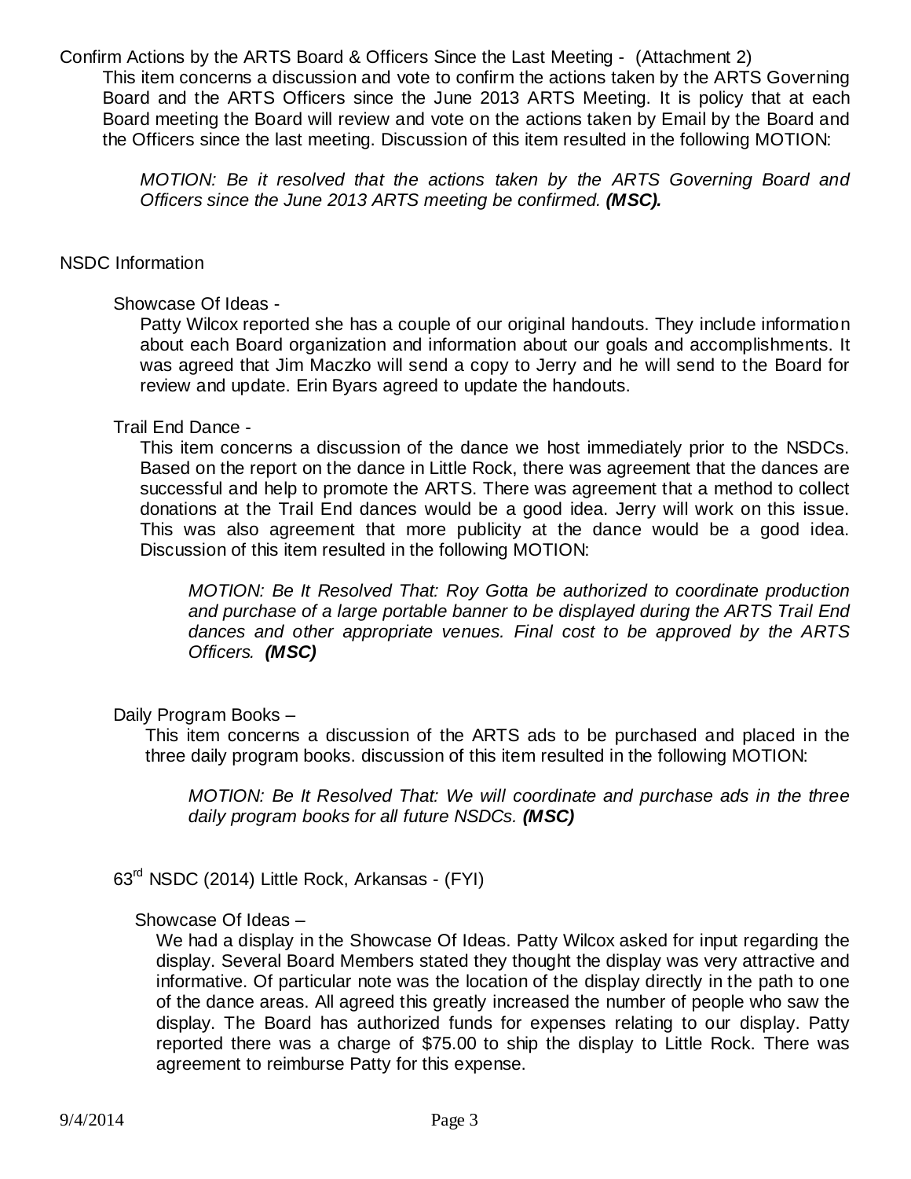## Confirm Actions by the ARTS Board & Officers Since the Last Meeting - (Attachment 2)

This item concerns a discussion and vote to confirm the actions taken by the ARTS Governing Board and the ARTS Officers since the June 2013 ARTS Meeting. It is policy that at each Board meeting the Board will review and vote on the actions taken by Email by the Board and the Officers since the last meeting. Discussion of this item resulted in the following MOTION:

*MOTION: Be it resolved that the actions taken by the ARTS Governing Board and Officers since the June 2013 ARTS meeting be confirmed.* ***(MSC).***

## NSDC Information

### Showcase Of Ideas -

Patty Wilcox reported she has a couple of our original handouts. They include information about each Board organization and information about our goals and accomplishments. It was agreed that Jim Maczko will send a copy to Jerry and he will send to the Board for review and update. Erin Byars agreed to update the handouts.

### Trail End Dance -

This item concerns a discussion of the dance we host immediately prior to the NSDCs. Based on the report on the dance in Little Rock, there was agreement that the dances are successful and help to promote the ARTS. There was agreement that a method to collect donations at the Trail End dances would be a good idea. Jerry will work on this issue. This was also agreement that more publicity at the dance would be a good idea. Discussion of this item resulted in the following MOTION:

*MOTION: Be It Resolved That: Roy Gotta be authorized to coordinate production and purchase of a large portable banner to be displayed during the ARTS Trail End dances and other appropriate venues. Final cost to be approved by the ARTS Officers.* ***(MSC)***

### Daily Program Books –

This item concerns a discussion of the ARTS ads to be purchased and placed in the three daily program books. discussion of this item resulted in the following MOTION:

*MOTION: Be It Resolved That: We will coordinate and purchase ads in the three daily program books for all future NSDCs.* ***(MSC)***

## 63rd NSDC (2014) Little Rock, Arkansas - (FYI)

### Showcase Of Ideas –

We had a display in the Showcase Of Ideas. Patty Wilcox asked for input regarding the display. Several Board Members stated they thought the display was very attractive and informative. Of particular note was the location of the display directly in the path to one of the dance areas. All agreed this greatly increased the number of people who saw the display. The Board has authorized funds for expenses relating to our display. Patty reported there was a charge of $75.00 to ship the display to Little Rock. There was agreement to reimburse Patty for this expense.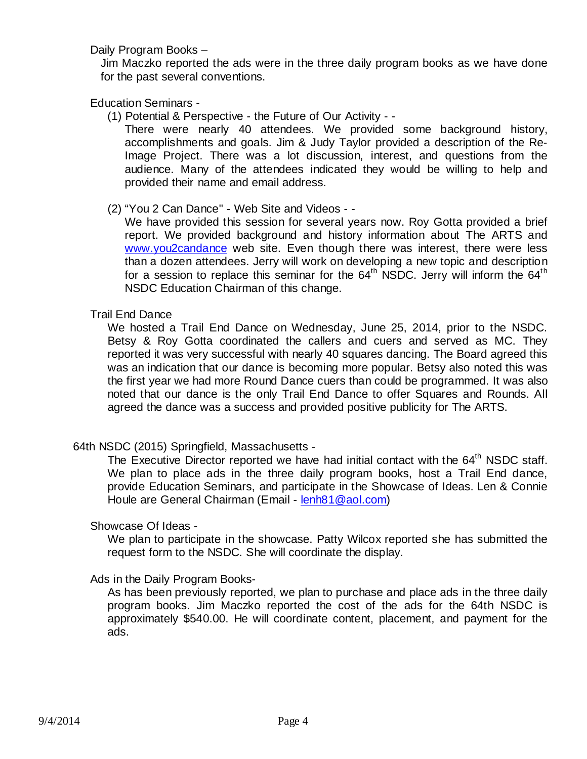Daily Program Books –

Jim Maczko reported the ads were in the three daily program books as we have done for the past several conventions.

Education Seminars -

(1) Potential & Perspective - the Future of Our Activity - -

There were nearly 40 attendees. We provided some background history, accomplishments and goals. Jim & Judy Taylor provided a description of the Re-Image Project. There was a lot discussion, interest, and questions from the audience. Many of the attendees indicated they would be willing to help and provided their name and email address.

(2) "You 2 Can Dance" - Web Site and Videos - -

We have provided this session for several years now. Roy Gotta provided a brief report. We provided background and history information about The ARTS and www.you2candance web site. Even though there was interest, there were less than a dozen attendees. Jerry will work on developing a new topic and description for a session to replace this seminar for the 64th NSDC. Jerry will inform the 64th NSDC Education Chairman of this change.

Trail End Dance

We hosted a Trail End Dance on Wednesday, June 25, 2014, prior to the NSDC. Betsy & Roy Gotta coordinated the callers and cuers and served as MC. They reported it was very successful with nearly 40 squares dancing. The Board agreed this was an indication that our dance is becoming more popular. Betsy also noted this was the first year we had more Round Dance cuers than could be programmed. It was also noted that our dance is the only Trail End Dance to offer Squares and Rounds. All agreed the dance was a success and provided positive publicity for The ARTS.

64th NSDC (2015) Springfield, Massachusetts -

The Executive Director reported we have had initial contact with the 64th NSDC staff. We plan to place ads in the three daily program books, host a Trail End dance, provide Education Seminars, and participate in the Showcase of Ideas. Len & Connie Houle are General Chairman (Email - lenh81@aol.com)

Showcase Of Ideas -

We plan to participate in the showcase. Patty Wilcox reported she has submitted the request form to the NSDC. She will coordinate the display.

Ads in the Daily Program Books-

As has been previously reported, we plan to purchase and place ads in the three daily program books. Jim Maczko reported the cost of the ads for the 64th NSDC is approximately $540.00. He will coordinate content, placement, and payment for the ads.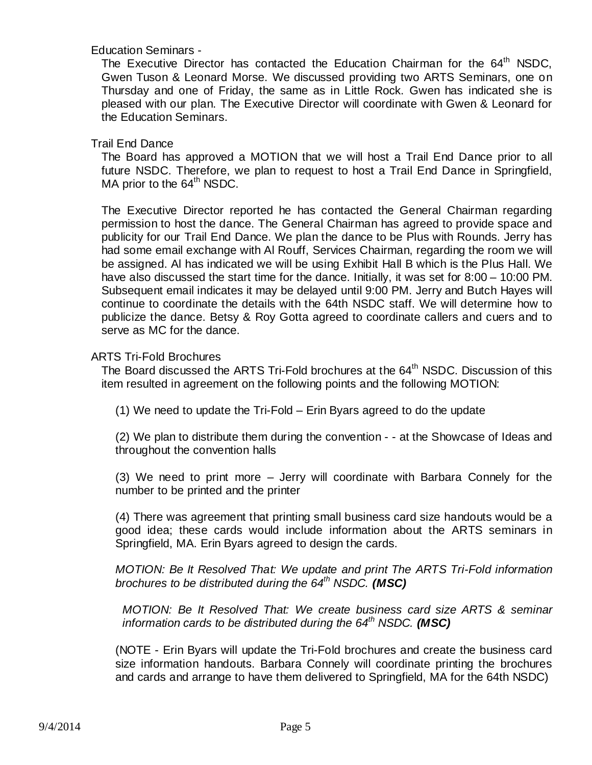Education Seminars -

The Executive Director has contacted the Education Chairman for the 64th NSDC, Gwen Tuson & Leonard Morse. We discussed providing two ARTS Seminars, one on Thursday and one of Friday, the same as in Little Rock. Gwen has indicated she is pleased with our plan. The Executive Director will coordinate with Gwen & Leonard for the Education Seminars.

Trail End Dance

The Board has approved a MOTION that we will host a Trail End Dance prior to all future NSDC. Therefore, we plan to request to host a Trail End Dance in Springfield, MA prior to the 64th NSDC.

The Executive Director reported he has contacted the General Chairman regarding permission to host the dance. The General Chairman has agreed to provide space and publicity for our Trail End Dance. We plan the dance to be Plus with Rounds. Jerry has had some email exchange with Al Rouff, Services Chairman, regarding the room we will be assigned. Al has indicated we will be using Exhibit Hall B which is the Plus Hall. We have also discussed the start time for the dance. Initially, it was set for 8:00 – 10:00 PM. Subsequent email indicates it may be delayed until 9:00 PM. Jerry and Butch Hayes will continue to coordinate the details with the 64th NSDC staff. We will determine how to publicize the dance. Betsy & Roy Gotta agreed to coordinate callers and cuers and to serve as MC for the dance.

ARTS Tri-Fold Brochures

The Board discussed the ARTS Tri-Fold brochures at the 64th NSDC. Discussion of this item resulted in agreement on the following points and the following MOTION:

(1) We need to update the Tri-Fold – Erin Byars agreed to do the update

(2) We plan to distribute them during the convention - - at the Showcase of Ideas and throughout the convention halls

(3) We need to print more – Jerry will coordinate with Barbara Connely for the number to be printed and the printer

(4) There was agreement that printing small business card size handouts would be a good idea; these cards would include information about the ARTS seminars in Springfield, MA. Erin Byars agreed to design the cards.

*MOTION: Be It Resolved That: We update and print The ARTS Tri-Fold information brochures to be distributed during the 64th NSDC.* ***(MSC)***

*MOTION: Be It Resolved That: We create business card size ARTS & seminar information cards to be distributed during the 64th NSDC.* ***(MSC)***

(NOTE - Erin Byars will update the Tri-Fold brochures and create the business card size information handouts. Barbara Connely will coordinate printing the brochures and cards and arrange to have them delivered to Springfield, MA for the 64th NSDC)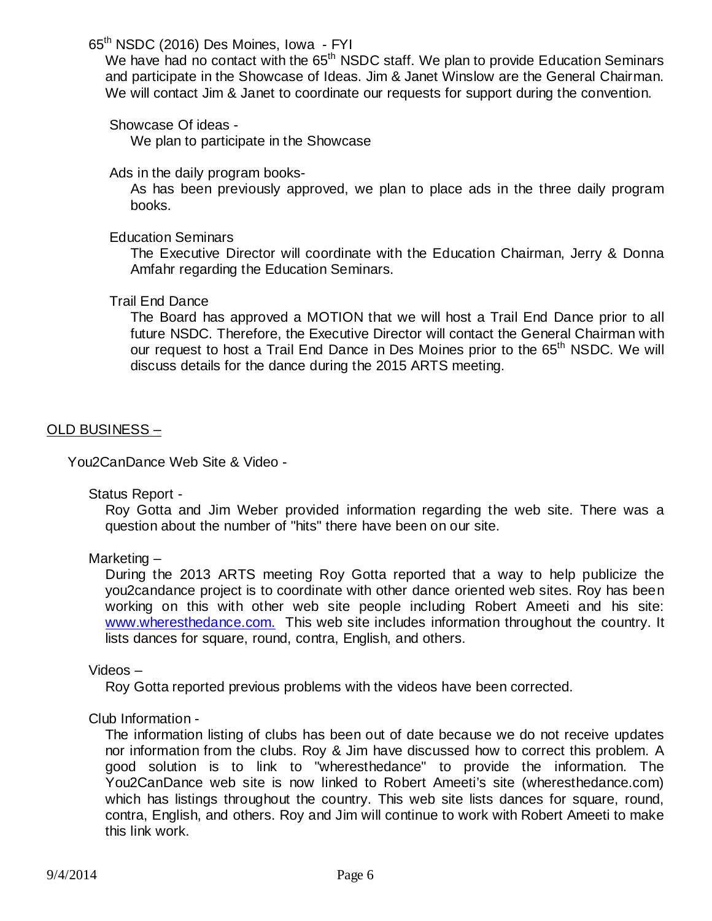65th NSDC (2016) Des Moines, Iowa - FYI

We have had no contact with the 65th NSDC staff. We plan to provide Education Seminars and participate in the Showcase of Ideas. Jim & Janet Winslow are the General Chairman. We will contact Jim & Janet to coordinate our requests for support during the convention.

Showcase Of ideas -

We plan to participate in the Showcase

Ads in the daily program books-

As has been previously approved, we plan to place ads in the three daily program books.

Education Seminars

The Executive Director will coordinate with the Education Chairman, Jerry & Donna Amfahr regarding the Education Seminars.

Trail End Dance

The Board has approved a MOTION that we will host a Trail End Dance prior to all future NSDC. Therefore, the Executive Director will contact the General Chairman with our request to host a Trail End Dance in Des Moines prior to the 65th NSDC. We will discuss details for the dance during the 2015 ARTS meeting.

OLD BUSINESS –

You2CanDance Web Site & Video -

Status Report -

Roy Gotta and Jim Weber provided information regarding the web site. There was a question about the number of "hits" there have been on our site.

Marketing –

During the 2013 ARTS meeting Roy Gotta reported that a way to help publicize the you2candance project is to coordinate with other dance oriented web sites. Roy has been working on this with other web site people including Robert Ameeti and his site: www.wheresthedance.com. This web site includes information throughout the country. It lists dances for square, round, contra, English, and others.

Videos –

Roy Gotta reported previous problems with the videos have been corrected.

Club Information -

The information listing of clubs has been out of date because we do not receive updates nor information from the clubs. Roy & Jim have discussed how to correct this problem. A good solution is to link to "wheresthedance" to provide the information. The You2CanDance web site is now linked to Robert Ameeti’s site (wheresthedance.com) which has listings throughout the country. This web site lists dances for square, round, contra, English, and others. Roy and Jim will continue to work with Robert Ameeti to make this link work.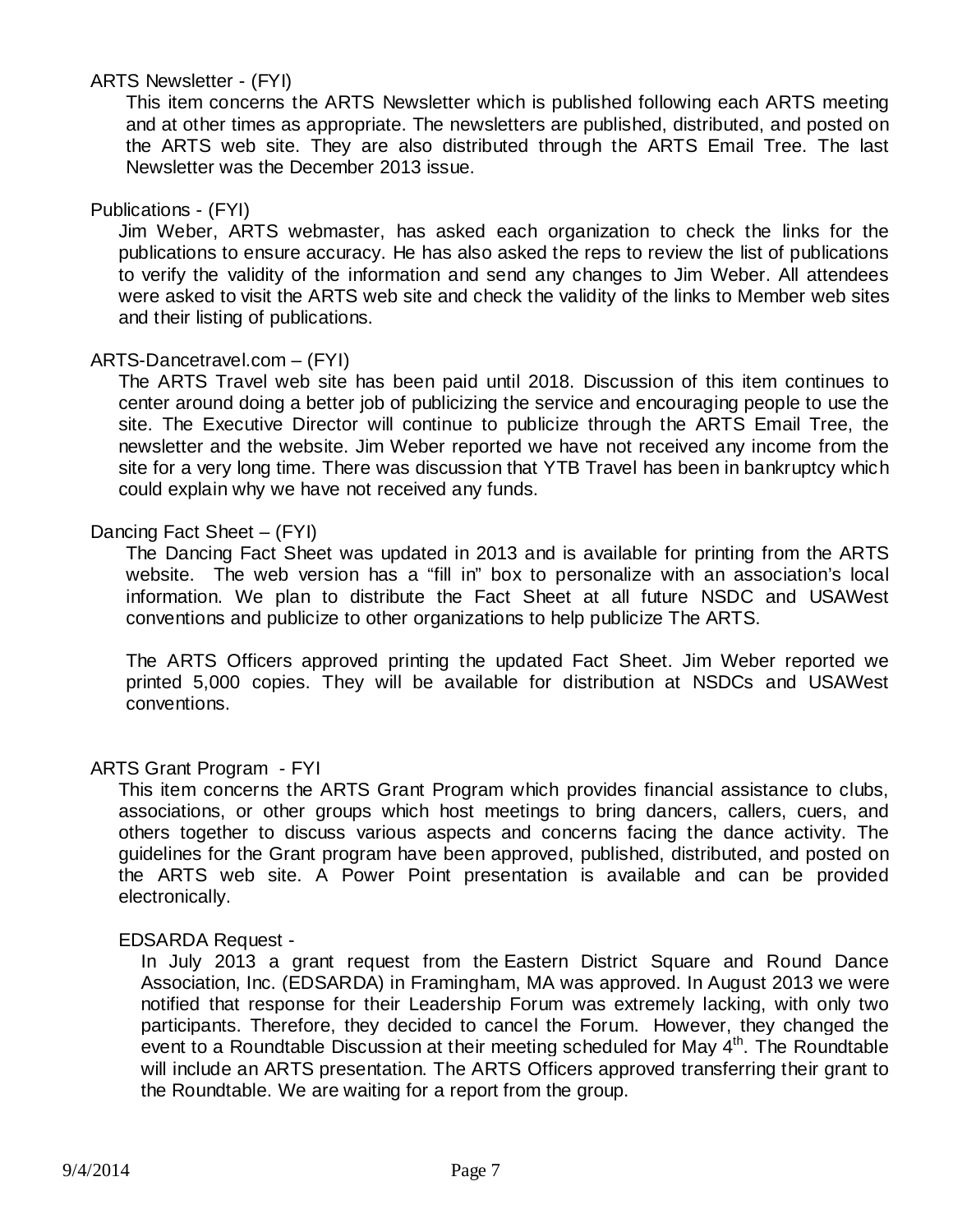### ARTS Newsletter - (FYI)

This item concerns the ARTS Newsletter which is published following each ARTS meeting and at other times as appropriate. The newsletters are published, distributed, and posted on the ARTS web site. They are also distributed through the ARTS Email Tree. The last Newsletter was the December 2013 issue.

### Publications - (FYI)

Jim Weber, ARTS webmaster, has asked each organization to check the links for the publications to ensure accuracy. He has also asked the reps to review the list of publications to verify the validity of the information and send any changes to Jim Weber. All attendees were asked to visit the ARTS web site and check the validity of the links to Member web sites and their listing of publications.

### ARTS-Dancetravel.com – (FYI)

The ARTS Travel web site has been paid until 2018. Discussion of this item continues to center around doing a better job of publicizing the service and encouraging people to use the site. The Executive Director will continue to publicize through the ARTS Email Tree, the newsletter and the website. Jim Weber reported we have not received any income from the site for a very long time. There was discussion that YTB Travel has been in bankruptcy which could explain why we have not received any funds.

### Dancing Fact Sheet – (FYI)

The Dancing Fact Sheet was updated in 2013 and is available for printing from the ARTS website. The web version has a "fill in" box to personalize with an association's local information. We plan to distribute the Fact Sheet at all future NSDC and USAWest conventions and publicize to other organizations to help publicize The ARTS.

The ARTS Officers approved printing the updated Fact Sheet. Jim Weber reported we printed 5,000 copies. They will be available for distribution at NSDCs and USAWest conventions.

### ARTS Grant Program - FYI

This item concerns the ARTS Grant Program which provides financial assistance to clubs, associations, or other groups which host meetings to bring dancers, callers, cuers, and others together to discuss various aspects and concerns facing the dance activity. The guidelines for the Grant program have been approved, published, distributed, and posted on the ARTS web site. A Power Point presentation is available and can be provided electronically.

#### EDSARDA Request -

In July 2013 a grant request from the Eastern District Square and Round Dance Association, Inc. (EDSARDA) in Framingham, MA was approved. In August 2013 we were notified that response for their Leadership Forum was extremely lacking, with only two participants. Therefore, they decided to cancel the Forum. However, they changed the event to a Roundtable Discussion at their meeting scheduled for May 4th. The Roundtable will include an ARTS presentation. The ARTS Officers approved transferring their grant to the Roundtable. We are waiting for a report from the group.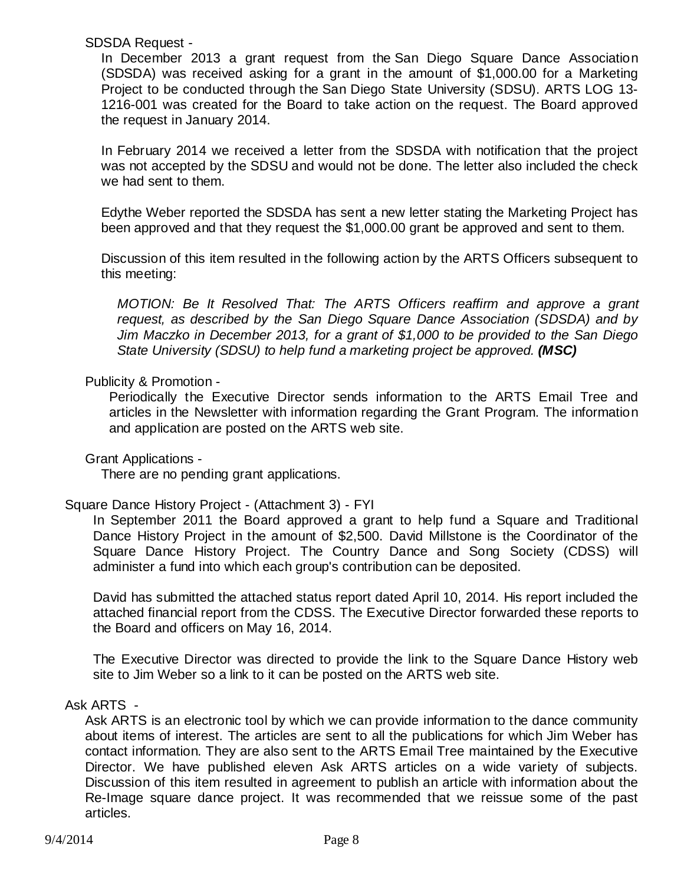SDSDA Request -

In December 2013 a grant request from the San Diego Square Dance Association (SDSDA) was received asking for a grant in the amount of $1,000.00 for a Marketing Project to be conducted through the San Diego State University (SDSU). ARTS LOG 13-1216-001 was created for the Board to take action on the request. The Board approved the request in January 2014.

In February 2014 we received a letter from the SDSDA with notification that the project was not accepted by the SDSU and would not be done. The letter also included the check we had sent to them.

Edythe Weber reported the SDSDA has sent a new letter stating the Marketing Project has been approved and that they request the $1,000.00 grant be approved and sent to them.

Discussion of this item resulted in the following action by the ARTS Officers subsequent to this meeting:

*MOTION: Be It Resolved That: The ARTS Officers reaffirm and approve a grant request, as described by the San Diego Square Dance Association (SDSDA) and by Jim Maczko in December 2013, for a grant of $1,000 to be provided to the San Diego State University (SDSU) to help fund a marketing project be approved.* ***(MSC)***

Publicity & Promotion -

Periodically the Executive Director sends information to the ARTS Email Tree and articles in the Newsletter with information regarding the Grant Program. The information and application are posted on the ARTS web site.

Grant Applications -

There are no pending grant applications.

Square Dance History Project - (Attachment 3) - FYI

In September 2011 the Board approved a grant to help fund a Square and Traditional Dance History Project in the amount of $2,500. David Millstone is the Coordinator of the Square Dance History Project. The Country Dance and Song Society (CDSS) will administer a fund into which each group's contribution can be deposited.

David has submitted the attached status report dated April 10, 2014. His report included the attached financial report from the CDSS. The Executive Director forwarded these reports to the Board and officers on May 16, 2014.

The Executive Director was directed to provide the link to the Square Dance History web site to Jim Weber so a link to it can be posted on the ARTS web site.

Ask ARTS -

Ask ARTS is an electronic tool by which we can provide information to the dance community about items of interest. The articles are sent to all the publications for which Jim Weber has contact information. They are also sent to the ARTS Email Tree maintained by the Executive Director. We have published eleven Ask ARTS articles on a wide variety of subjects. Discussion of this item resulted in agreement to publish an article with information about the Re-Image square dance project. It was recommended that we reissue some of the past articles.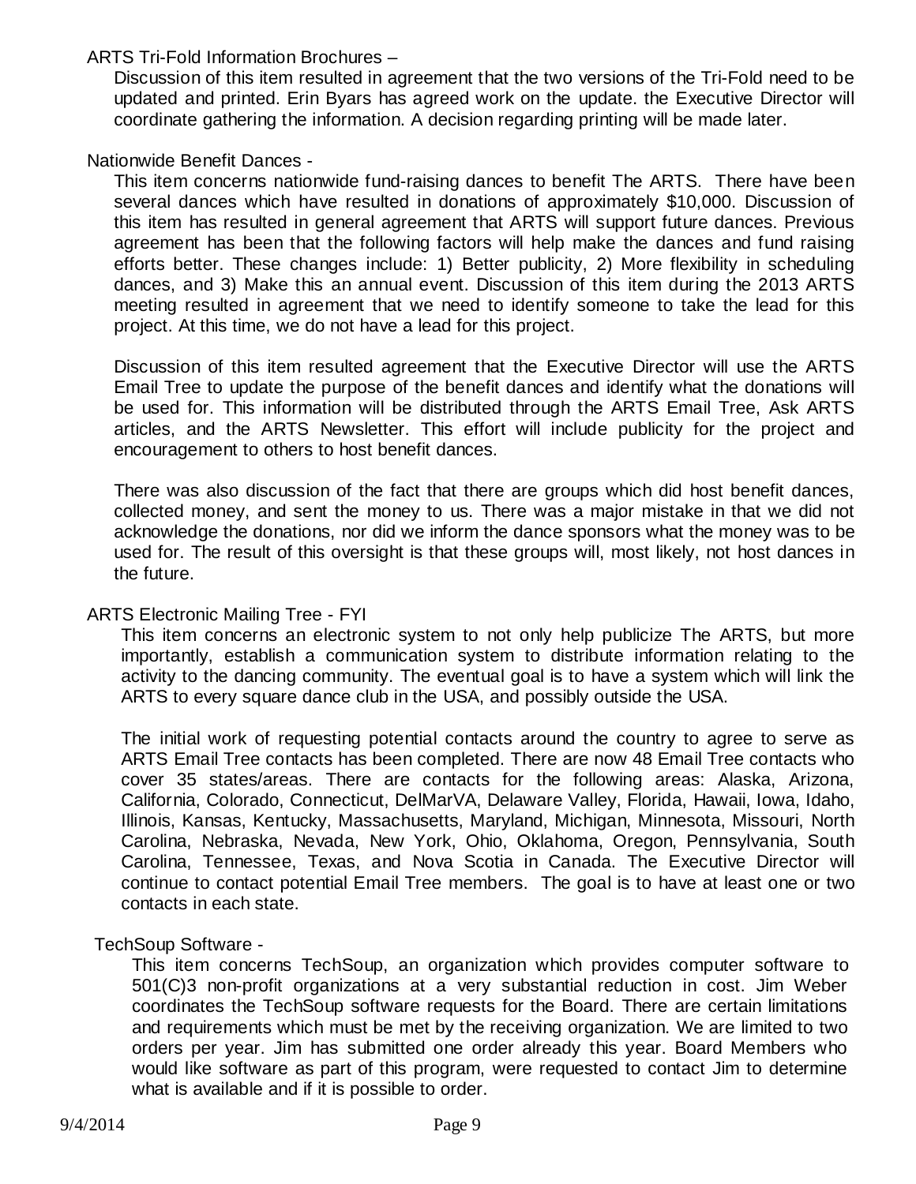ARTS Tri-Fold Information Brochures –

Discussion of this item resulted in agreement that the two versions of the Tri-Fold need to be updated and printed. Erin Byars has agreed work on the update. the Executive Director will coordinate gathering the information. A decision regarding printing will be made later.

Nationwide Benefit Dances -

This item concerns nationwide fund-raising dances to benefit The ARTS. There have been several dances which have resulted in donations of approximately $10,000. Discussion of this item has resulted in general agreement that ARTS will support future dances. Previous agreement has been that the following factors will help make the dances and fund raising efforts better. These changes include: 1) Better publicity, 2) More flexibility in scheduling dances, and 3) Make this an annual event. Discussion of this item during the 2013 ARTS meeting resulted in agreement that we need to identify someone to take the lead for this project. At this time, we do not have a lead for this project.

Discussion of this item resulted agreement that the Executive Director will use the ARTS Email Tree to update the purpose of the benefit dances and identify what the donations will be used for. This information will be distributed through the ARTS Email Tree, Ask ARTS articles, and the ARTS Newsletter. This effort will include publicity for the project and encouragement to others to host benefit dances.

There was also discussion of the fact that there are groups which did host benefit dances, collected money, and sent the money to us. There was a major mistake in that we did not acknowledge the donations, nor did we inform the dance sponsors what the money was to be used for. The result of this oversight is that these groups will, most likely, not host dances in the future.

ARTS Electronic Mailing Tree - FYI

This item concerns an electronic system to not only help publicize The ARTS, but more importantly, establish a communication system to distribute information relating to the activity to the dancing community. The eventual goal is to have a system which will link the ARTS to every square dance club in the USA, and possibly outside the USA.

The initial work of requesting potential contacts around the country to agree to serve as ARTS Email Tree contacts has been completed. There are now 48 Email Tree contacts who cover 35 states/areas. There are contacts for the following areas: Alaska, Arizona, California, Colorado, Connecticut, DelMarVA, Delaware Valley, Florida, Hawaii, Iowa, Idaho, Illinois, Kansas, Kentucky, Massachusetts, Maryland, Michigan, Minnesota, Missouri, North Carolina, Nebraska, Nevada, New York, Ohio, Oklahoma, Oregon, Pennsylvania, South Carolina, Tennessee, Texas, and Nova Scotia in Canada. The Executive Director will continue to contact potential Email Tree members. The goal is to have at least one or two contacts in each state.

TechSoup Software -

This item concerns TechSoup, an organization which provides computer software to 501(C)3 non-profit organizations at a very substantial reduction in cost. Jim Weber coordinates the TechSoup software requests for the Board. There are certain limitations and requirements which must be met by the receiving organization. We are limited to two orders per year. Jim has submitted one order already this year. Board Members who would like software as part of this program, were requested to contact Jim to determine what is available and if it is possible to order.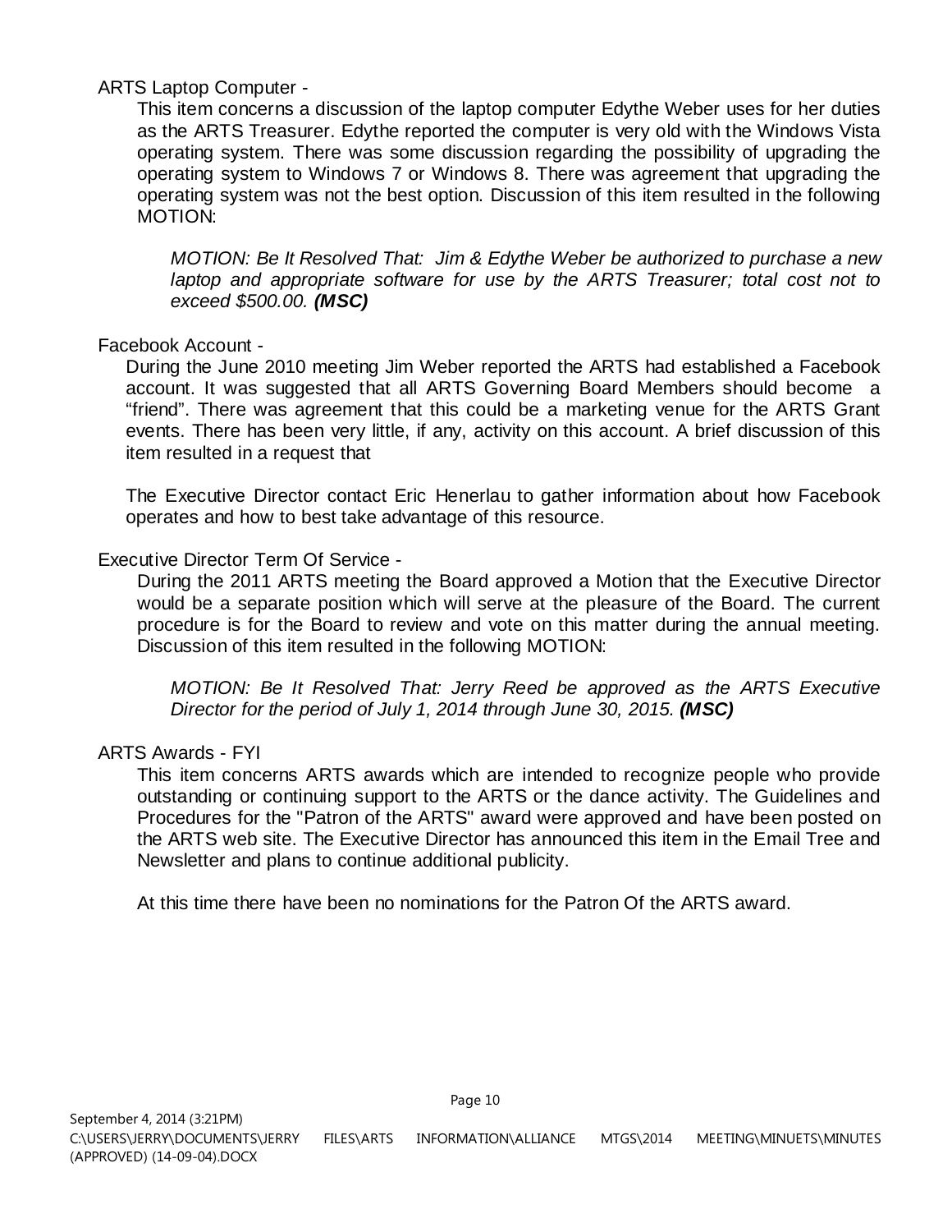ARTS Laptop Computer -

This item concerns a discussion of the laptop computer Edythe Weber uses for her duties as the ARTS Treasurer. Edythe reported the computer is very old with the Windows Vista operating system. There was some discussion regarding the possibility of upgrading the operating system to Windows 7 or Windows 8. There was agreement that upgrading the operating system was not the best option. Discussion of this item resulted in the following MOTION:

> *MOTION: Be It Resolved That: Jim & Edythe Weber be authorized to purchase a new laptop and appropriate software for use by the ARTS Treasurer; total cost not to exceed $500.00.* ***(MSC)***

Facebook Account -

During the June 2010 meeting Jim Weber reported the ARTS had established a Facebook account. It was suggested that all ARTS Governing Board Members should become a "friend". There was agreement that this could be a marketing venue for the ARTS Grant events. There has been very little, if any, activity on this account. A brief discussion of this item resulted in a request that

The Executive Director contact Eric Henerlau to gather information about how Facebook operates and how to best take advantage of this resource.

Executive Director Term Of Service -

During the 2011 ARTS meeting the Board approved a Motion that the Executive Director would be a separate position which will serve at the pleasure of the Board. The current procedure is for the Board to review and vote on this matter during the annual meeting. Discussion of this item resulted in the following MOTION:

> *MOTION: Be It Resolved That: Jerry Reed be approved as the ARTS Executive Director for the period of July 1, 2014 through June 30, 2015.* ***(MSC)***

ARTS Awards - FYI

This item concerns ARTS awards which are intended to recognize people who provide outstanding or continuing support to the ARTS or the dance activity. The Guidelines and Procedures for the "Patron of the ARTS" award were approved and have been posted on the ARTS web site. The Executive Director has announced this item in the Email Tree and Newsletter and plans to continue additional publicity.

At this time there have been no nominations for the Patron Of the ARTS award.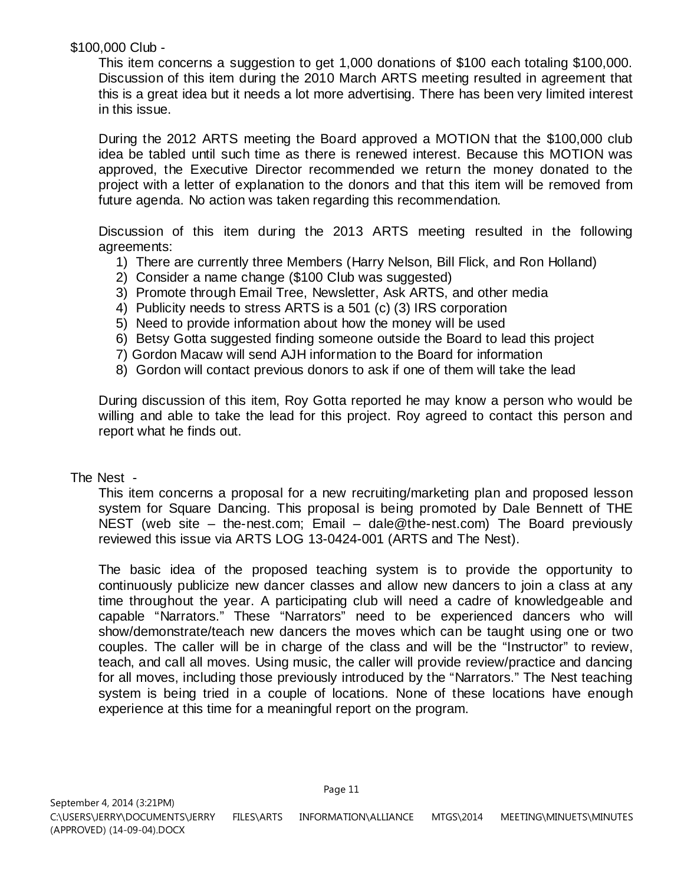\$100,000 Club -

This item concerns a suggestion to get 1,000 donations of \$100 each totaling \$100,000. Discussion of this item during the 2010 March ARTS meeting resulted in agreement that this is a great idea but it needs a lot more advertising. There has been very limited interest in this issue.

During the 2012 ARTS meeting the Board approved a MOTION that the \$100,000 club idea be tabled until such time as there is renewed interest. Because this MOTION was approved, the Executive Director recommended we return the money donated to the project with a letter of explanation to the donors and that this item will be removed from future agenda. No action was taken regarding this recommendation.

Discussion of this item during the 2013 ARTS meeting resulted in the following agreements:

1) There are currently three Members (Harry Nelson, Bill Flick, and Ron Holland)
2) Consider a name change (\$100 Club was suggested)
3) Promote through Email Tree, Newsletter, Ask ARTS, and other media
4) Publicity needs to stress ARTS is a 501 (c) (3) IRS corporation
5) Need to provide information about how the money will be used
6) Betsy Gotta suggested finding someone outside the Board to lead this project
7) Gordon Macaw will send AJH information to the Board for information
8) Gordon will contact previous donors to ask if one of them will take the lead

During discussion of this item, Roy Gotta reported he may know a person who would be willing and able to take the lead for this project. Roy agreed to contact this person and report what he finds out.

The Nest -

This item concerns a proposal for a new recruiting/marketing plan and proposed lesson system for Square Dancing. This proposal is being promoted by Dale Bennett of THE NEST (web site – the-nest.com; Email – dale@the-nest.com) The Board previously reviewed this issue via ARTS LOG 13-0424-001 (ARTS and The Nest).

The basic idea of the proposed teaching system is to provide the opportunity to continuously publicize new dancer classes and allow new dancers to join a class at any time throughout the year. A participating club will need a cadre of knowledgeable and capable "Narrators." These "Narrators" need to be experienced dancers who will show/demonstrate/teach new dancers the moves which can be taught using one or two couples. The caller will be in charge of the class and will be the "Instructor" to review, teach, and call all moves. Using music, the caller will provide review/practice and dancing for all moves, including those previously introduced by the "Narrators." The Nest teaching system is being tried in a couple of locations. None of these locations have enough experience at this time for a meaningful report on the program.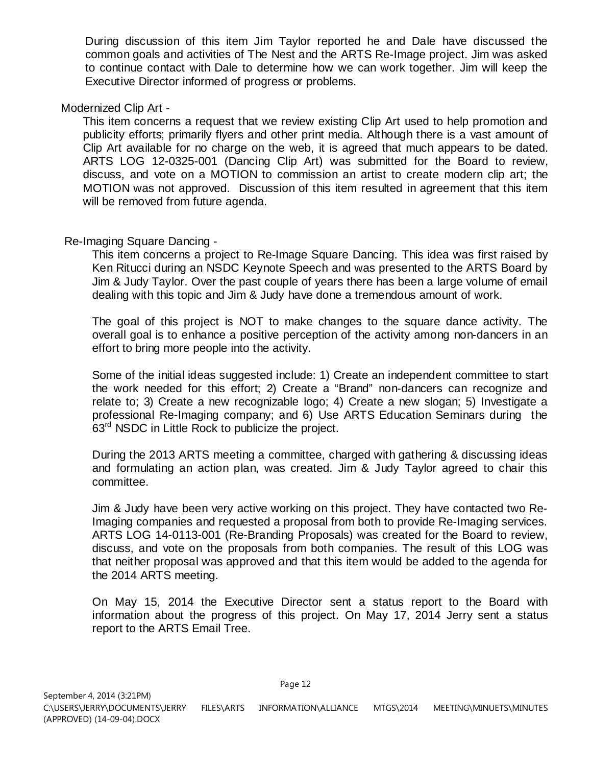During discussion of this item Jim Taylor reported he and Dale have discussed the common goals and activities of The Nest and the ARTS Re-Image project. Jim was asked to continue contact with Dale to determine how we can work together. Jim will keep the Executive Director informed of progress or problems.

Modernized Clip Art -

This item concerns a request that we review existing Clip Art used to help promotion and publicity efforts; primarily flyers and other print media. Although there is a vast amount of Clip Art available for no charge on the web, it is agreed that much appears to be dated. ARTS LOG 12-0325-001 (Dancing Clip Art) was submitted for the Board to review, discuss, and vote on a MOTION to commission an artist to create modern clip art; the MOTION was not approved. Discussion of this item resulted in agreement that this item will be removed from future agenda.

Re-Imaging Square Dancing -

This item concerns a project to Re-Image Square Dancing. This idea was first raised by Ken Ritucci during an NSDC Keynote Speech and was presented to the ARTS Board by Jim & Judy Taylor. Over the past couple of years there has been a large volume of email dealing with this topic and Jim & Judy have done a tremendous amount of work.

The goal of this project is NOT to make changes to the square dance activity. The overall goal is to enhance a positive perception of the activity among non-dancers in an effort to bring more people into the activity.

Some of the initial ideas suggested include: 1) Create an independent committee to start the work needed for this effort; 2) Create a "Brand" non-dancers can recognize and relate to; 3) Create a new recognizable logo; 4) Create a new slogan; 5) Investigate a professional Re-Imaging company; and 6) Use ARTS Education Seminars during the 63rd NSDC in Little Rock to publicize the project.

During the 2013 ARTS meeting a committee, charged with gathering & discussing ideas and formulating an action plan, was created. Jim & Judy Taylor agreed to chair this committee.

Jim & Judy have been very active working on this project. They have contacted two Re-Imaging companies and requested a proposal from both to provide Re-Imaging services. ARTS LOG 14-0113-001 (Re-Branding Proposals) was created for the Board to review, discuss, and vote on the proposals from both companies. The result of this LOG was that neither proposal was approved and that this item would be added to the agenda for the 2014 ARTS meeting.

On May 15, 2014 the Executive Director sent a status report to the Board with information about the progress of this project. On May 17, 2014 Jerry sent a status report to the ARTS Email Tree.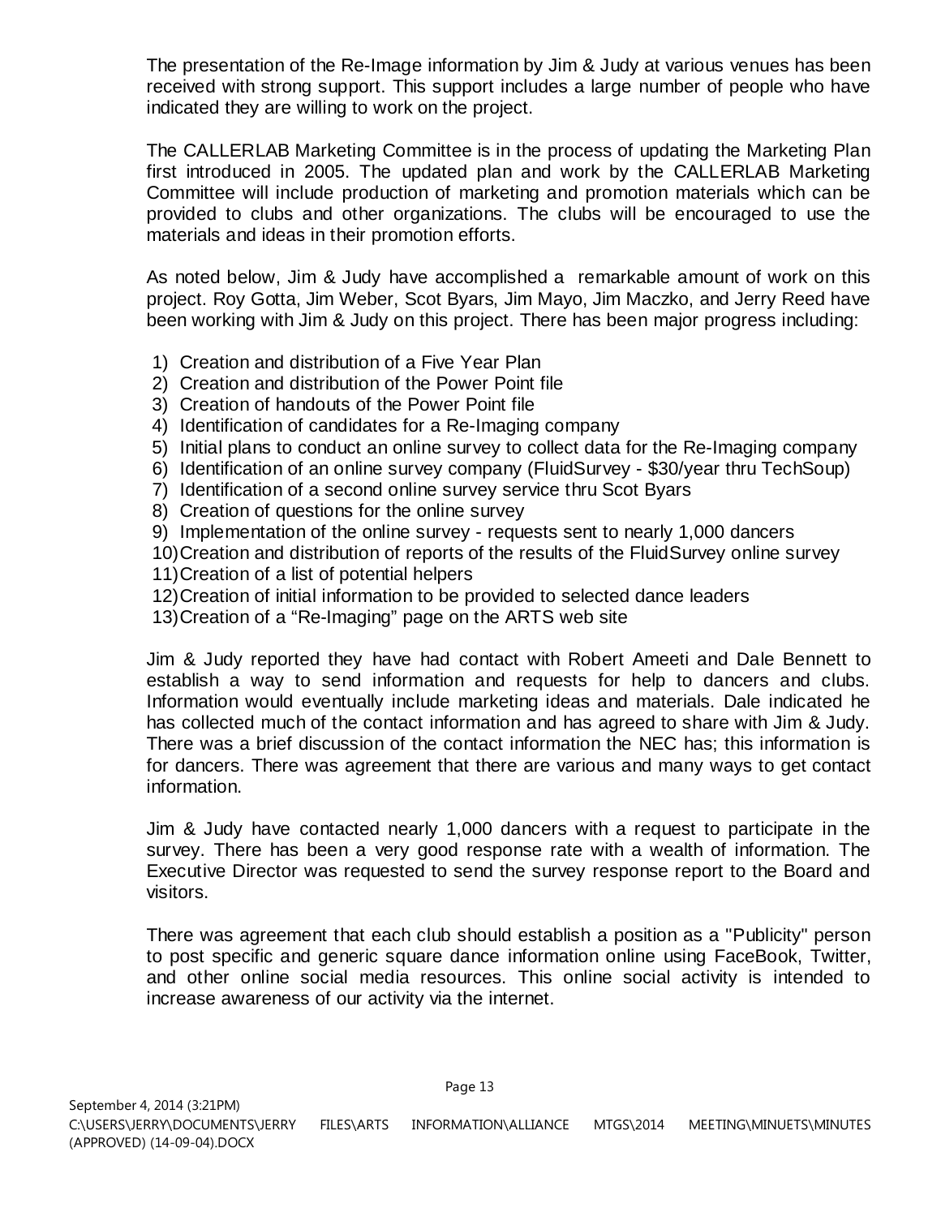The presentation of the Re-Image information by Jim & Judy at various venues has been received with strong support. This support includes a large number of people who have indicated they are willing to work on the project.

The CALLERLAB Marketing Committee is in the process of updating the Marketing Plan first introduced in 2005. The updated plan and work by the CALLERLAB Marketing Committee will include production of marketing and promotion materials which can be provided to clubs and other organizations. The clubs will be encouraged to use the materials and ideas in their promotion efforts.

As noted below, Jim & Judy have accomplished a remarkable amount of work on this project. Roy Gotta, Jim Weber, Scot Byars, Jim Mayo, Jim Maczko, and Jerry Reed have been working with Jim & Judy on this project. There has been major progress including:

1) Creation and distribution of a Five Year Plan
2) Creation and distribution of the Power Point file
3) Creation of handouts of the Power Point file
4) Identification of candidates for a Re-Imaging company
5) Initial plans to conduct an online survey to collect data for the Re-Imaging company
6) Identification of an online survey company (FluidSurvey - $30/year thru TechSoup)
7) Identification of a second online survey service thru Scot Byars
8) Creation of questions for the online survey
9) Implementation of the online survey - requests sent to nearly 1,000 dancers
10) Creation and distribution of reports of the results of the FluidSurvey online survey
11) Creation of a list of potential helpers
12) Creation of initial information to be provided to selected dance leaders
13) Creation of a "Re-Imaging" page on the ARTS web site

Jim & Judy reported they have had contact with Robert Ameeti and Dale Bennett to establish a way to send information and requests for help to dancers and clubs. Information would eventually include marketing ideas and materials. Dale indicated he has collected much of the contact information and has agreed to share with Jim & Judy. There was a brief discussion of the contact information the NEC has; this information is for dancers. There was agreement that there are various and many ways to get contact information.

Jim & Judy have contacted nearly 1,000 dancers with a request to participate in the survey. There has been a very good response rate with a wealth of information. The Executive Director was requested to send the survey response report to the Board and visitors.

There was agreement that each club should establish a position as a "Publicity" person to post specific and generic square dance information online using FaceBook, Twitter, and other online social media resources. This online social activity is intended to increase awareness of our activity via the internet.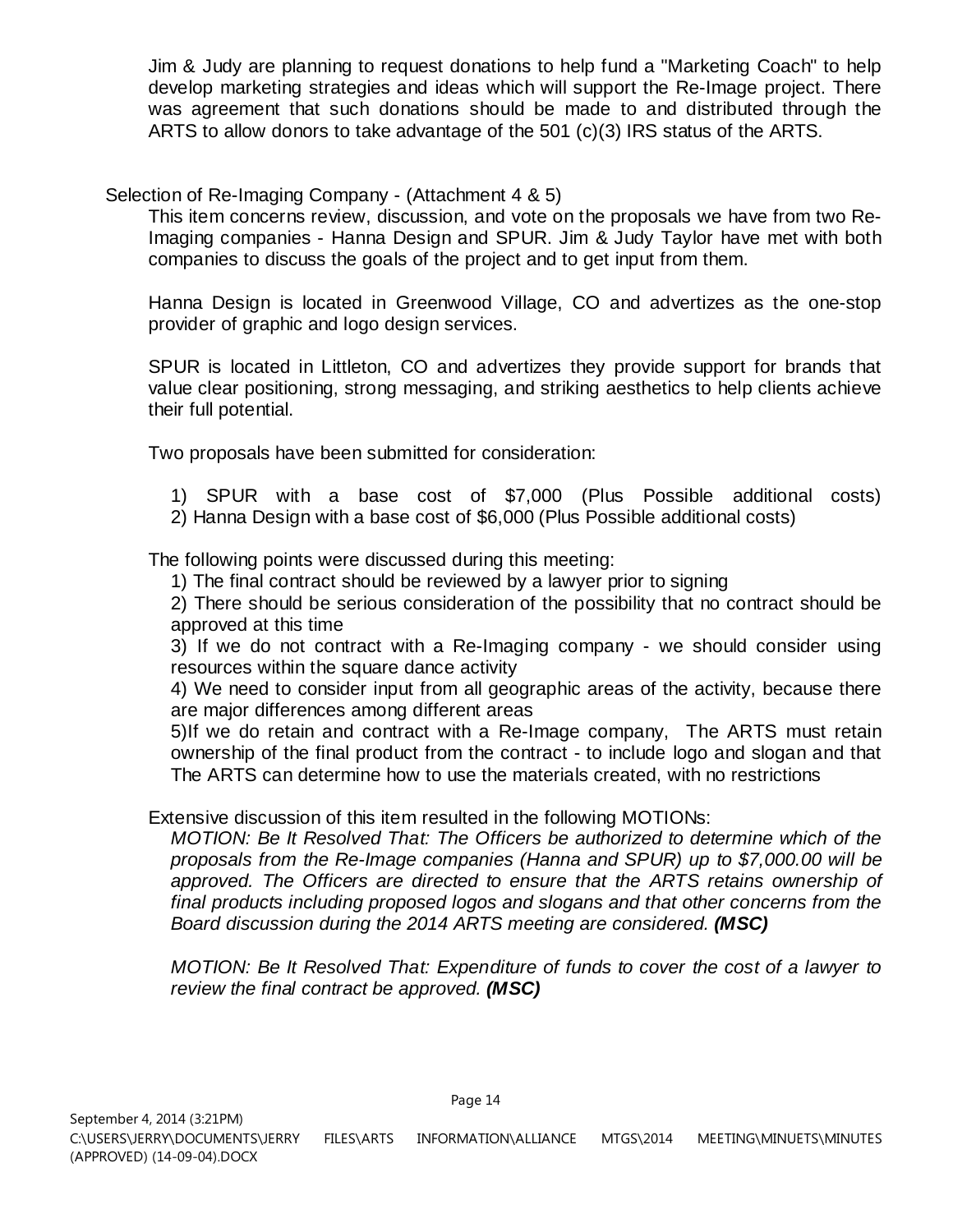Jim & Judy are planning to request donations to help fund a "Marketing Coach" to help develop marketing strategies and ideas which will support the Re-Image project. There was agreement that such donations should be made to and distributed through the ARTS to allow donors to take advantage of the 501 (c)(3) IRS status of the ARTS.

Selection of Re-Imaging Company - (Attachment 4 & 5)

This item concerns review, discussion, and vote on the proposals we have from two Re-Imaging companies - Hanna Design and SPUR. Jim & Judy Taylor have met with both companies to discuss the goals of the project and to get input from them.

Hanna Design is located in Greenwood Village, CO and advertizes as the one-stop provider of graphic and logo design services.

SPUR is located in Littleton, CO and advertizes they provide support for brands that value clear positioning, strong messaging, and striking aesthetics to help clients achieve their full potential.

Two proposals have been submitted for consideration:

1) SPUR with a base cost of $7,000 (Plus Possible additional costs)
2) Hanna Design with a base cost of $6,000 (Plus Possible additional costs)

The following points were discussed during this meeting:

1) The final contract should be reviewed by a lawyer prior to signing
2) There should be serious consideration of the possibility that no contract should be approved at this time
3) If we do not contract with a Re-Imaging company - we should consider using resources within the square dance activity
4) We need to consider input from all geographic areas of the activity, because there are major differences among different areas
5)If we do retain and contract with a Re-Image company, The ARTS must retain ownership of the final product from the contract - to include logo and slogan and that The ARTS can determine how to use the materials created, with no restrictions

Extensive discussion of this item resulted in the following MOTIONs:

*MOTION: Be It Resolved That: The Officers be authorized to determine which of the proposals from the Re-Image companies (Hanna and SPUR) up to $7,000.00 will be approved. The Officers are directed to ensure that the ARTS retains ownership of final products including proposed logos and slogans and that other concerns from the Board discussion during the 2014 ARTS meeting are considered.* ***(MSC)***

*MOTION: Be It Resolved That: Expenditure of funds to cover the cost of a lawyer to review the final contract be approved.* ***(MSC)***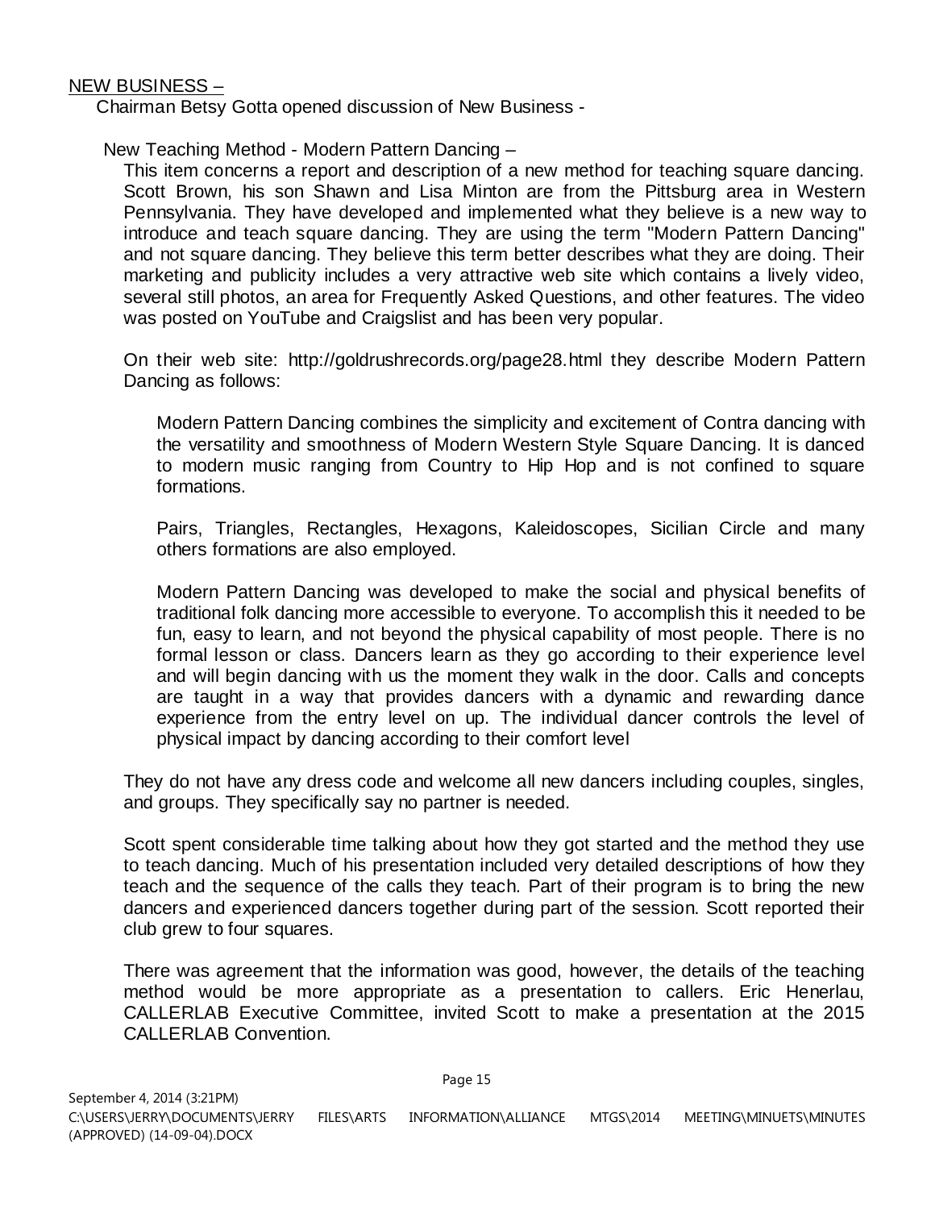NEW BUSINESS –

Chairman Betsy Gotta opened discussion of New Business -

New Teaching Method - Modern Pattern Dancing –

This item concerns a report and description of a new method for teaching square dancing. Scott Brown, his son Shawn and Lisa Minton are from the Pittsburg area in Western Pennsylvania. They have developed and implemented what they believe is a new way to introduce and teach square dancing. They are using the term "Modern Pattern Dancing" and not square dancing. They believe this term better describes what they are doing. Their marketing and publicity includes a very attractive web site which contains a lively video, several still photos, an area for Frequently Asked Questions, and other features. The video was posted on YouTube and Craigslist and has been very popular.

On their web site: http://goldrushrecords.org/page28.html they describe Modern Pattern Dancing as follows:

> Modern Pattern Dancing combines the simplicity and excitement of Contra dancing with the versatility and smoothness of Modern Western Style Square Dancing. It is danced to modern music ranging from Country to Hip Hop and is not confined to square formations.
>
> Pairs, Triangles, Rectangles, Hexagons, Kaleidoscopes, Sicilian Circle and many others formations are also employed.
>
> Modern Pattern Dancing was developed to make the social and physical benefits of traditional folk dancing more accessible to everyone. To accomplish this it needed to be fun, easy to learn, and not beyond the physical capability of most people. There is no formal lesson or class. Dancers learn as they go according to their experience level and will begin dancing with us the moment they walk in the door. Calls and concepts are taught in a way that provides dancers with a dynamic and rewarding dance experience from the entry level on up. The individual dancer controls the level of physical impact by dancing according to their comfort level

They do not have any dress code and welcome all new dancers including couples, singles, and groups. They specifically say no partner is needed.

Scott spent considerable time talking about how they got started and the method they use to teach dancing. Much of his presentation included very detailed descriptions of how they teach and the sequence of the calls they teach. Part of their program is to bring the new dancers and experienced dancers together during part of the session. Scott reported their club grew to four squares.

There was agreement that the information was good, however, the details of the teaching method would be more appropriate as a presentation to callers. Eric Henerlau, CALLERLAB Executive Committee, invited Scott to make a presentation at the 2015 CALLERLAB Convention.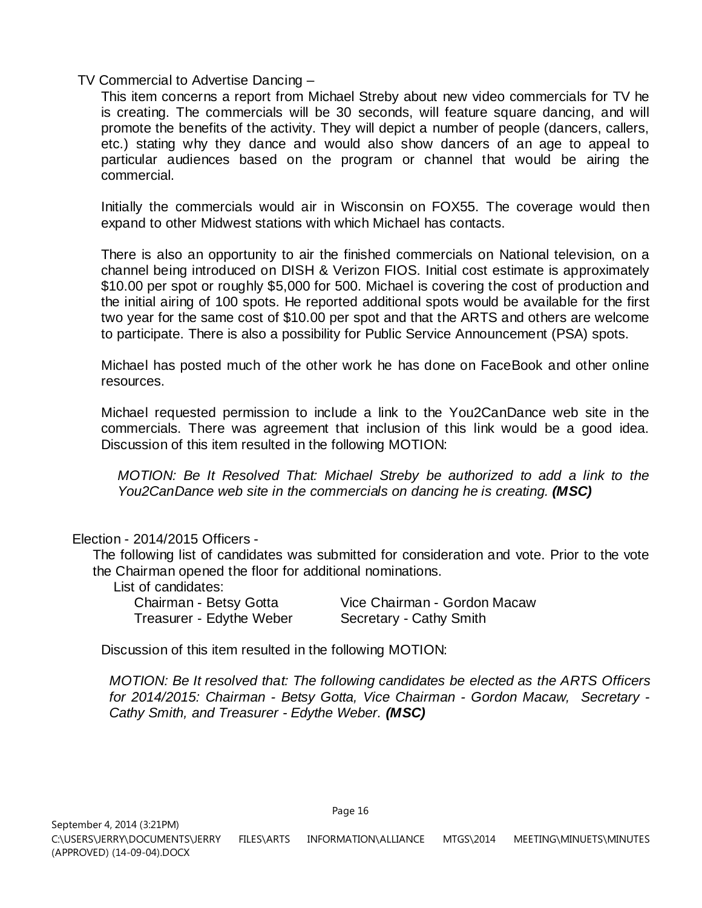TV Commercial to Advertise Dancing –

This item concerns a report from Michael Streby about new video commercials for TV he is creating. The commercials will be 30 seconds, will feature square dancing, and will promote the benefits of the activity. They will depict a number of people (dancers, callers, etc.) stating why they dance and would also show dancers of an age to appeal to particular audiences based on the program or channel that would be airing the commercial.

Initially the commercials would air in Wisconsin on FOX55. The coverage would then expand to other Midwest stations with which Michael has contacts.

There is also an opportunity to air the finished commercials on National television, on a channel being introduced on DISH & Verizon FIOS. Initial cost estimate is approximately $10.00 per spot or roughly $5,000 for 500. Michael is covering the cost of production and the initial airing of 100 spots. He reported additional spots would be available for the first two year for the same cost of $10.00 per spot and that the ARTS and others are welcome to participate. There is also a possibility for Public Service Announcement (PSA) spots.

Michael has posted much of the other work he has done on FaceBook and other online resources.

Michael requested permission to include a link to the You2CanDance web site in the commercials. There was agreement that inclusion of this link would be a good idea. Discussion of this item resulted in the following MOTION:

> *MOTION: Be It Resolved That: Michael Streby be authorized to add a link to the You2CanDance web site in the commercials on dancing he is creating.* ***(MSC)***

Election - 2014/2015 Officers -

The following list of candidates was submitted for consideration and vote. Prior to the vote the Chairman opened the floor for additional nominations.

List of candidates:

- Chairman - Betsy Gotta
- Vice Chairman - Gordon Macaw
- Treasurer - Edythe Weber
- Secretary - Cathy Smith

Discussion of this item resulted in the following MOTION:

> *MOTION: Be It resolved that: The following candidates be elected as the ARTS Officers for 2014/2015: Chairman - Betsy Gotta, Vice Chairman - Gordon Macaw, Secretary - Cathy Smith, and Treasurer - Edythe Weber.* ***(MSC)***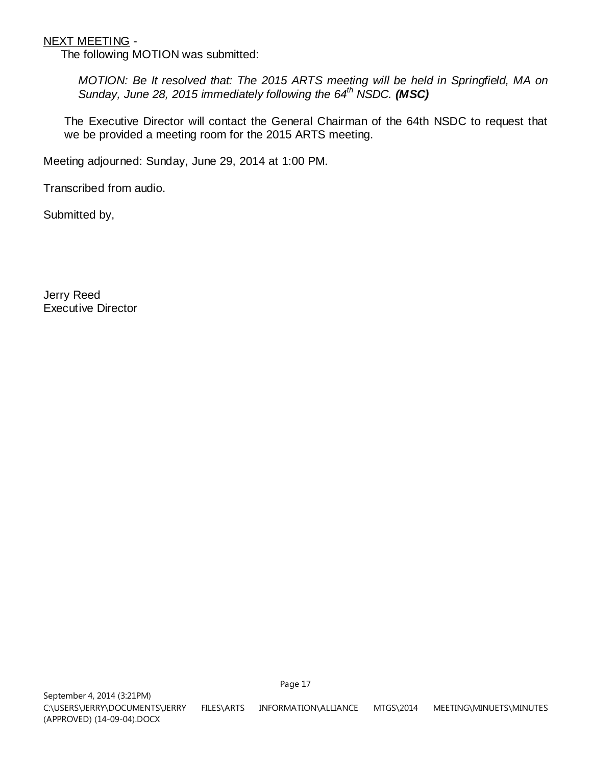<u>NEXT MEETING</u> -

The following MOTION was submitted:

> *MOTION: Be It resolved that: The 2015 ARTS meeting will be held in Springfield, MA on Sunday, June 28, 2015 immediately following the 64th NSDC.* ***(MSC)***

The Executive Director will contact the General Chairman of the 64th NSDC to request that we be provided a meeting room for the 2015 ARTS meeting.

Meeting adjourned: Sunday, June 29, 2014 at 1:00 PM.

Transcribed from audio.

Submitted by,

Jerry Reed
Executive Director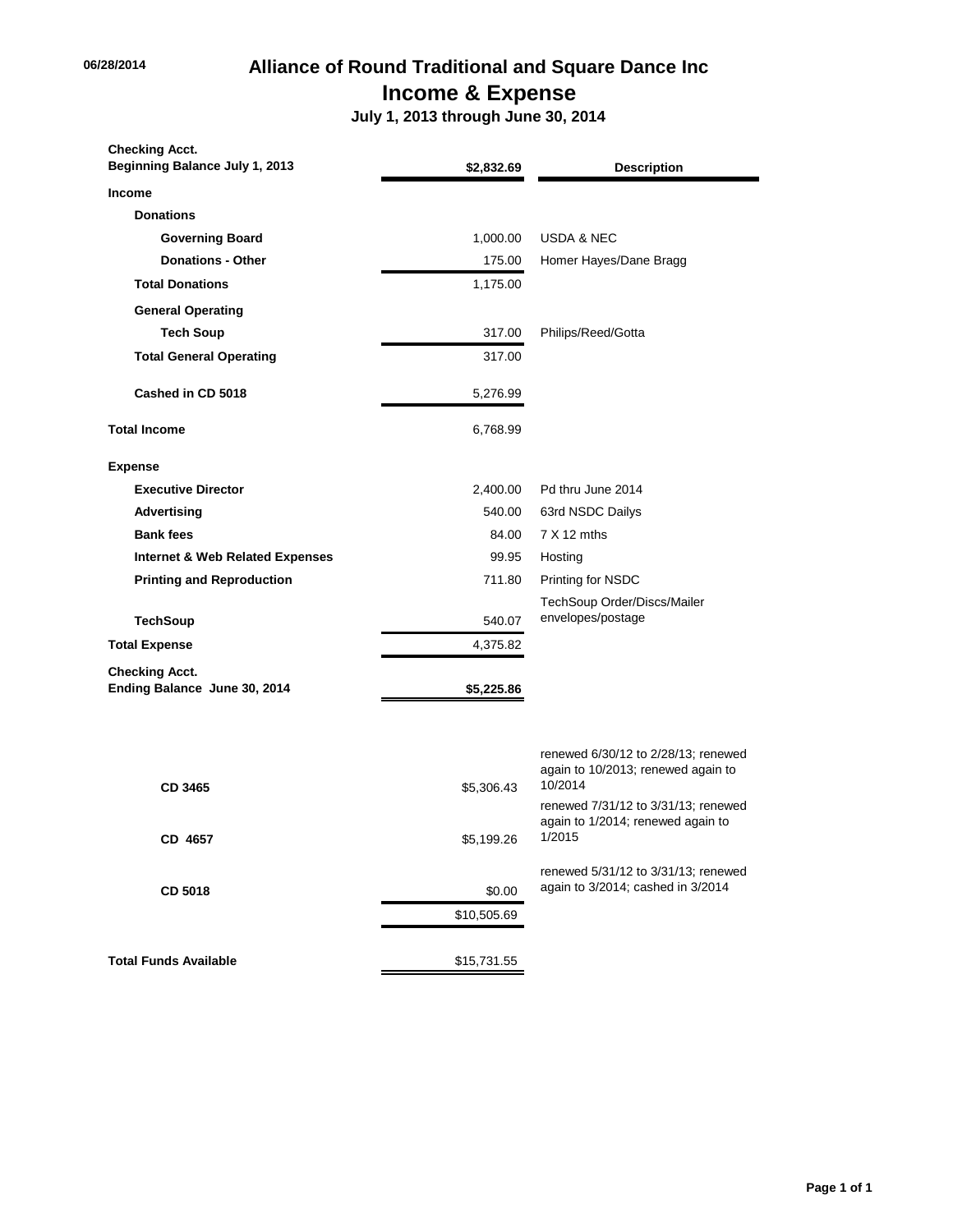06/28/2014

# Alliance of Round Traditional and Square Dance Inc

## Income & Expense

### July 1, 2013 through June 30, 2014

| | | Description |
|---|---|---|
| **Checking Acct.** **Beginning Balance July 1, 2013** | **$2,832.69** | |
| **Income** | | |
| **Donations** | | |
| **Governing Board** | 1,000.00 | USDA & NEC |
| **Donations - Other** | 175.00 | Homer Hayes/Dane Bragg |
| **Total Donations** | 1,175.00 | |
| **General Operating** | | |
| **Tech Soup** | 317.00 | Philips/Reed/Gotta |
| **Total General Operating** | 317.00 | |
| **Cashed in CD 5018** | 5,276.99 | |
| **Total Income** | 6,768.99 | |
| **Expense** | | |
| **Executive Director** | 2,400.00 | Pd thru June 2014 |
| **Advertising** | 540.00 | 63rd NSDC Dailys |
| **Bank fees** | 84.00 | 7 X 12 mths |
| **Internet & Web Related Expenses** | 99.95 | Hosting |
| **Printing and Reproduction** | 711.80 | Printing for NSDC |
| **TechSoup** | 540.07 | TechSoup Order/Discs/Mailer envelopes/postage |
| **Total Expense** | 4,375.82 | |
| **Checking Acct.** **Ending Balance June 30, 2014** | **$5,225.86** | |
| | | |
| **CD 3465** | $5,306.43 | renewed 6/30/12 to 2/28/13; renewed again to 10/2013; renewed again to 10/2014 |
| **CD 4657** | $5,199.26 | renewed 7/31/12 to 3/31/13; renewed again to 1/2014; renewed again to 1/2015 |
| **CD 5018** | $0.00 | renewed 5/31/12 to 3/31/13; renewed again to 3/2014; cashed in 3/2014 |
| | $10,505.69 | |
| **Total Funds Available** | $15,731.55 | |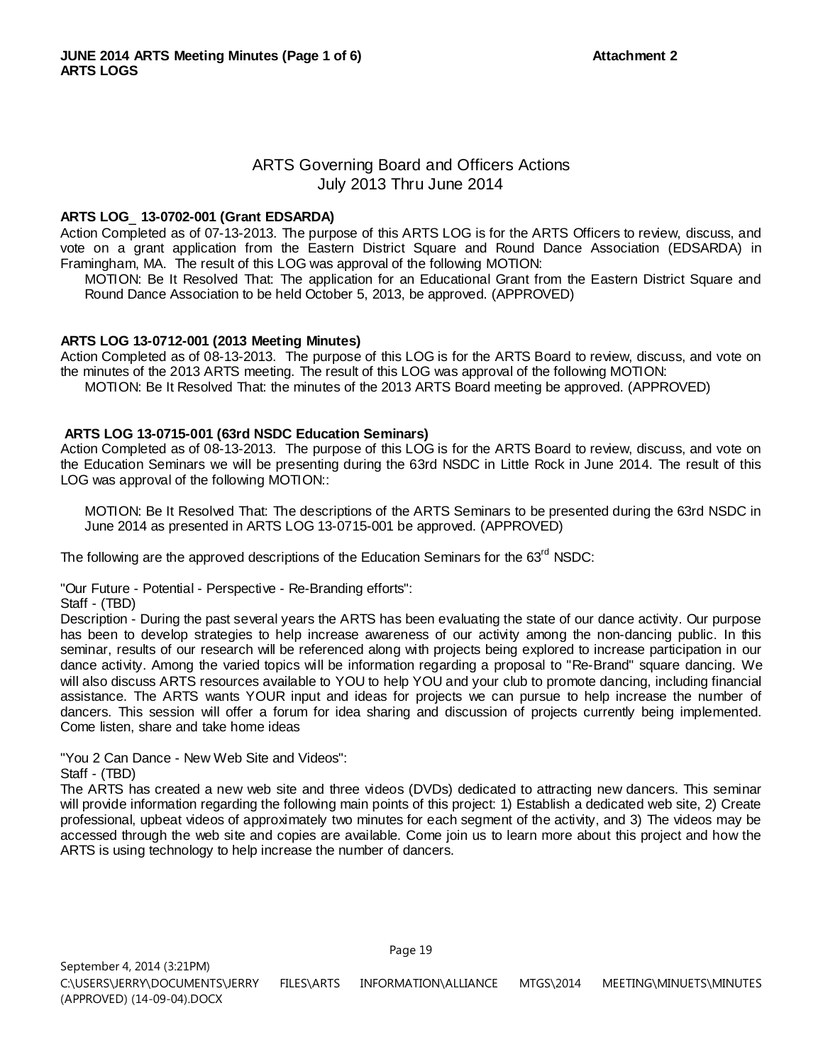## ARTS Governing Board and Officers Actions
## July 2013 Thru June 2014

**ARTS LOG_ 13-0702-001 (Grant EDSARDA)**

Action Completed as of 07-13-2013. The purpose of this ARTS LOG is for the ARTS Officers to review, discuss, and vote on a grant application from the Eastern District Square and Round Dance Association (EDSARDA) in Framingham, MA. The result of this LOG was approval of the following MOTION:

> MOTION: Be It Resolved That: The application for an Educational Grant from the Eastern District Square and Round Dance Association to be held October 5, 2013, be approved. (APPROVED)

**ARTS LOG 13-0712-001 (2013 Meeting Minutes)**

Action Completed as of 08-13-2013. The purpose of this LOG is for the ARTS Board to review, discuss, and vote on the minutes of the 2013 ARTS meeting. The result of this LOG was approval of the following MOTION:

> MOTION: Be It Resolved That: the minutes of the 2013 ARTS Board meeting be approved. (APPROVED)

**ARTS LOG 13-0715-001 (63rd NSDC Education Seminars)**

Action Completed as of 08-13-2013. The purpose of this LOG is for the ARTS Board to review, discuss, and vote on the Education Seminars we will be presenting during the 63rd NSDC in Little Rock in June 2014. The result of this LOG was approval of the following MOTION::

> MOTION: Be It Resolved That: The descriptions of the ARTS Seminars to be presented during the 63rd NSDC in June 2014 as presented in ARTS LOG 13-0715-001 be approved. (APPROVED)

The following are the approved descriptions of the Education Seminars for the 63rd NSDC:

"Our Future - Potential - Perspective - Re-Branding efforts":

Staff - (TBD)

Description - During the past several years the ARTS has been evaluating the state of our dance activity. Our purpose has been to develop strategies to help increase awareness of our activity among the non-dancing public. In this seminar, results of our research will be referenced along with projects being explored to increase participation in our dance activity. Among the varied topics will be information regarding a proposal to "Re-Brand" square dancing. We will also discuss ARTS resources available to YOU to help YOU and your club to promote dancing, including financial assistance. The ARTS wants YOUR input and ideas for projects we can pursue to help increase the number of dancers. This session will offer a forum for idea sharing and discussion of projects currently being implemented. Come listen, share and take home ideas

"You 2 Can Dance - New Web Site and Videos":

Staff - (TBD)

The ARTS has created a new web site and three videos (DVDs) dedicated to attracting new dancers. This seminar will provide information regarding the following main points of this project: 1) Establish a dedicated web site, 2) Create professional, upbeat videos of approximately two minutes for each segment of the activity, and 3) The videos may be accessed through the web site and copies are available. Come join us to learn more about this project and how the ARTS is using technology to help increase the number of dancers.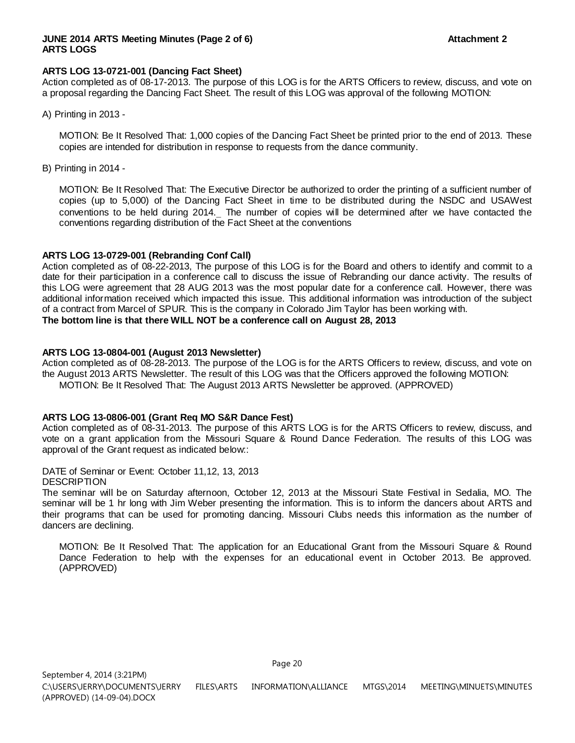**ARTS LOG 13-0721-001 (Dancing Fact Sheet)**

Action completed as of 08-17-2013. The purpose of this LOG is for the ARTS Officers to review, discuss, and vote on a proposal regarding the Dancing Fact Sheet. The result of this LOG was approval of the following MOTION:

A) Printing in 2013 -

> MOTION: Be It Resolved That: 1,000 copies of the Dancing Fact Sheet be printed prior to the end of 2013. These copies are intended for distribution in response to requests from the dance community.

B) Printing in 2014 -

> MOTION: Be It Resolved That: The Executive Director be authorized to order the printing of a sufficient number of copies (up to 5,000) of the Dancing Fact Sheet in time to be distributed during the NSDC and USAWest conventions to be held during 2014._ The number of copies will be determined after we have contacted the conventions regarding distribution of the Fact Sheet at the conventions

**ARTS LOG 13-0729-001 (Rebranding Conf Call)**

Action completed as of 08-22-2013, The purpose of this LOG is for the Board and others to identify and commit to a date for their participation in a conference call to discuss the issue of Rebranding our dance activity. The results of this LOG were agreement that 28 AUG 2013 was the most popular date for a conference call. However, there was additional information received which impacted this issue. This additional information was introduction of the subject of a contract from Marcel of SPUR. This is the company in Colorado Jim Taylor has been working with.

**The bottom line is that there WILL NOT be a conference call on August 28, 2013**

**ARTS LOG 13-0804-001 (August 2013 Newsletter)**

Action completed as of 08-28-2013. The purpose of the LOG is for the ARTS Officers to review, discuss, and vote on the August 2013 ARTS Newsletter. The result of this LOG was that the Officers approved the following MOTION:

> MOTION: Be It Resolved That: The August 2013 ARTS Newsletter be approved. (APPROVED)

**ARTS LOG 13-0806-001 (Grant Req MO S&R Dance Fest)**

Action completed as of 08-31-2013. The purpose of this ARTS LOG is for the ARTS Officers to review, discuss, and vote on a grant application from the Missouri Square & Round Dance Federation. The results of this LOG was approval of the Grant request as indicated below::

DATE of Seminar or Event: October 11,12, 13, 2013

DESCRIPTION

The seminar will be on Saturday afternoon, October 12, 2013 at the Missouri State Festival in Sedalia, MO. The seminar will be 1 hr long with Jim Weber presenting the information. This is to inform the dancers about ARTS and their programs that can be used for promoting dancing. Missouri Clubs needs this information as the number of dancers are declining.

> MOTION: Be It Resolved That: The application for an Educational Grant from the Missouri Square & Round Dance Federation to help with the expenses for an educational event in October 2013. Be approved. (APPROVED)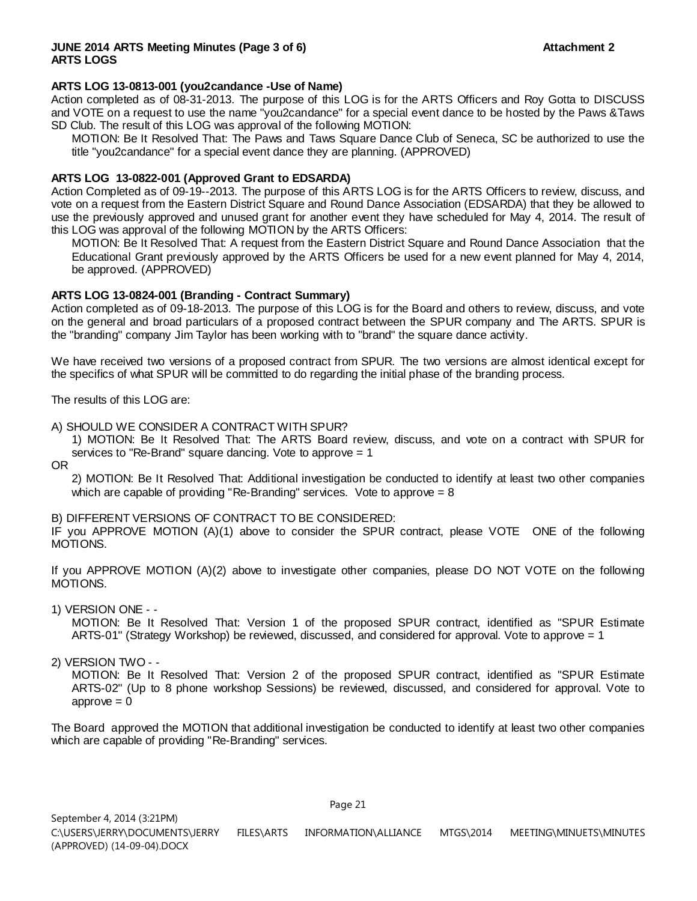**JUNE 2014 ARTS Meeting Minutes (Page 3 of 6)** **Attachment 2**
**ARTS LOGS**

**ARTS LOG 13-0813-001 (you2candance -Use of Name)**

Action completed as of 08-31-2013. The purpose of this LOG is for the ARTS Officers and Roy Gotta to DISCUSS and VOTE on a request to use the name "you2candance" for a special event dance to be hosted by the Paws &Taws SD Club. The result of this LOG was approval of the following MOTION:

MOTION: Be It Resolved That: The Paws and Taws Square Dance Club of Seneca, SC be authorized to use the title "you2candance" for a special event dance they are planning. (APPROVED)

**ARTS LOG 13-0822-001 (Approved Grant to EDSARDA)**

Action Completed as of 09-19--2013. The purpose of this ARTS LOG is for the ARTS Officers to review, discuss, and vote on a request from the Eastern District Square and Round Dance Association (EDSARDA) that they be allowed to use the previously approved and unused grant for another event they have scheduled for May 4, 2014. The result of this LOG was approval of the following MOTION by the ARTS Officers:

MOTION: Be It Resolved That: A request from the Eastern District Square and Round Dance Association that the Educational Grant previously approved by the ARTS Officers be used for a new event planned for May 4, 2014, be approved. (APPROVED)

**ARTS LOG 13-0824-001 (Branding - Contract Summary)**

Action completed as of 09-18-2013. The purpose of this LOG is for the Board and others to review, discuss, and vote on the general and broad particulars of a proposed contract between the SPUR company and The ARTS. SPUR is the "branding" company Jim Taylor has been working with to "brand" the square dance activity.

We have received two versions of a proposed contract from SPUR. The two versions are almost identical except for the specifics of what SPUR will be committed to do regarding the initial phase of the branding process.

The results of this LOG are:

A) SHOULD WE CONSIDER A CONTRACT WITH SPUR?

1) MOTION: Be It Resolved That: The ARTS Board review, discuss, and vote on a contract with SPUR for services to "Re-Brand" square dancing. Vote to approve = 1

OR

2) MOTION: Be It Resolved That: Additional investigation be conducted to identify at least two other companies which are capable of providing "Re-Branding" services. Vote to approve = 8

B) DIFFERENT VERSIONS OF CONTRACT TO BE CONSIDERED:

IF you APPROVE MOTION (A)(1) above to consider the SPUR contract, please VOTE ONE of the following MOTIONS.

If you APPROVE MOTION (A)(2) above to investigate other companies, please DO NOT VOTE on the following MOTIONS.

1) VERSION ONE - -

MOTION: Be It Resolved That: Version 1 of the proposed SPUR contract, identified as "SPUR Estimate ARTS-01" (Strategy Workshop) be reviewed, discussed, and considered for approval. Vote to approve = 1

2) VERSION TWO - -

MOTION: Be It Resolved That: Version 2 of the proposed SPUR contract, identified as "SPUR Estimate ARTS-02" (Up to 8 phone workshop Sessions) be reviewed, discussed, and considered for approval. Vote to approve = 0

The Board approved the MOTION that additional investigation be conducted to identify at least two other companies which are capable of providing "Re-Branding" services.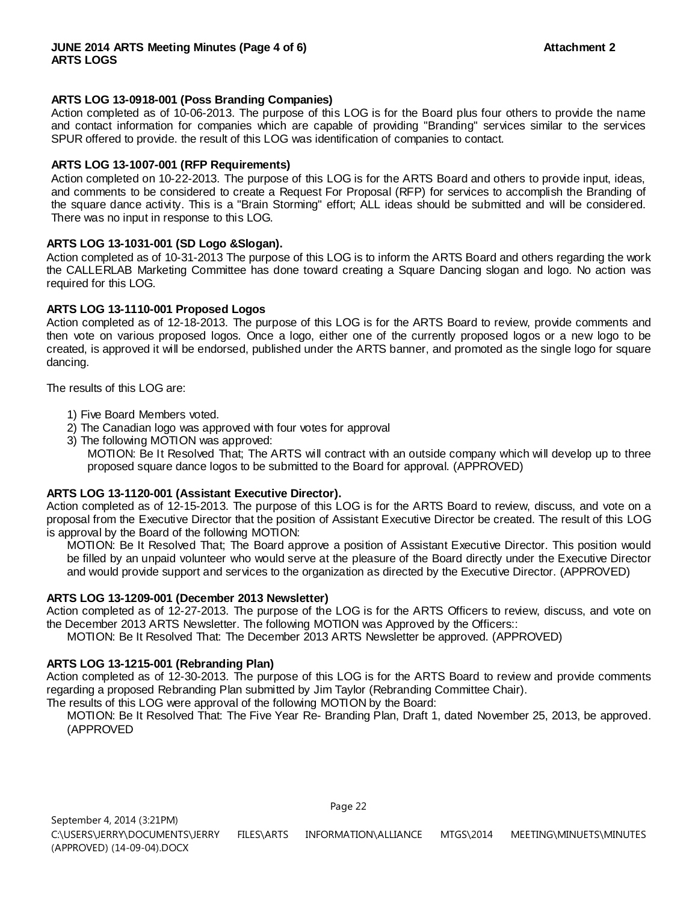**ARTS LOG 13-0918-001 (Poss Branding Companies)**

Action completed as of 10-06-2013. The purpose of this LOG is for the Board plus four others to provide the name and contact information for companies which are capable of providing "Branding" services similar to the services SPUR offered to provide. the result of this LOG was identification of companies to contact.

**ARTS LOG 13-1007-001 (RFP Requirements)**

Action completed on 10-22-2013. The purpose of this LOG is for the ARTS Board and others to provide input, ideas, and comments to be considered to create a Request For Proposal (RFP) for services to accomplish the Branding of the square dance activity. This is a "Brain Storming" effort; ALL ideas should be submitted and will be considered. There was no input in response to this LOG.

**ARTS LOG 13-1031-001 (SD Logo &Slogan).**

Action completed as of 10-31-2013 The purpose of this LOG is to inform the ARTS Board and others regarding the work the CALLERLAB Marketing Committee has done toward creating a Square Dancing slogan and logo. No action was required for this LOG.

**ARTS LOG 13-1110-001 Proposed Logos**

Action completed as of 12-18-2013. The purpose of this LOG is for the ARTS Board to review, provide comments and then vote on various proposed logos. Once a logo, either one of the currently proposed logos or a new logo to be created, is approved it will be endorsed, published under the ARTS banner, and promoted as the single logo for square dancing.

The results of this LOG are:

1) Five Board Members voted.
2) The Canadian logo was approved with four votes for approval
3) The following MOTION was approved:
   MOTION: Be It Resolved That; The ARTS will contract with an outside company which will develop up to three proposed square dance logos to be submitted to the Board for approval. (APPROVED)

**ARTS LOG 13-1120-001 (Assistant Executive Director).**

Action completed as of 12-15-2013. The purpose of this LOG is for the ARTS Board to review, discuss, and vote on a proposal from the Executive Director that the position of Assistant Executive Director be created. The result of this LOG is approval by the Board of the following MOTION:

MOTION: Be It Resolved That; The Board approve a position of Assistant Executive Director. This position would be filled by an unpaid volunteer who would serve at the pleasure of the Board directly under the Executive Director and would provide support and services to the organization as directed by the Executive Director. (APPROVED)

**ARTS LOG 13-1209-001 (December 2013 Newsletter)**

Action completed as of 12-27-2013. The purpose of the LOG is for the ARTS Officers to review, discuss, and vote on the December 2013 ARTS Newsletter. The following MOTION was Approved by the Officers::

MOTION: Be It Resolved That: The December 2013 ARTS Newsletter be approved. (APPROVED)

**ARTS LOG 13-1215-001 (Rebranding Plan)**

Action completed as of 12-30-2013. The purpose of this LOG is for the ARTS Board to review and provide comments regarding a proposed Rebranding Plan submitted by Jim Taylor (Rebranding Committee Chair).
The results of this LOG were approval of the following MOTION by the Board:

MOTION: Be It Resolved That: The Five Year Re- Branding Plan, Draft 1, dated November 25, 2013, be approved. (APPROVED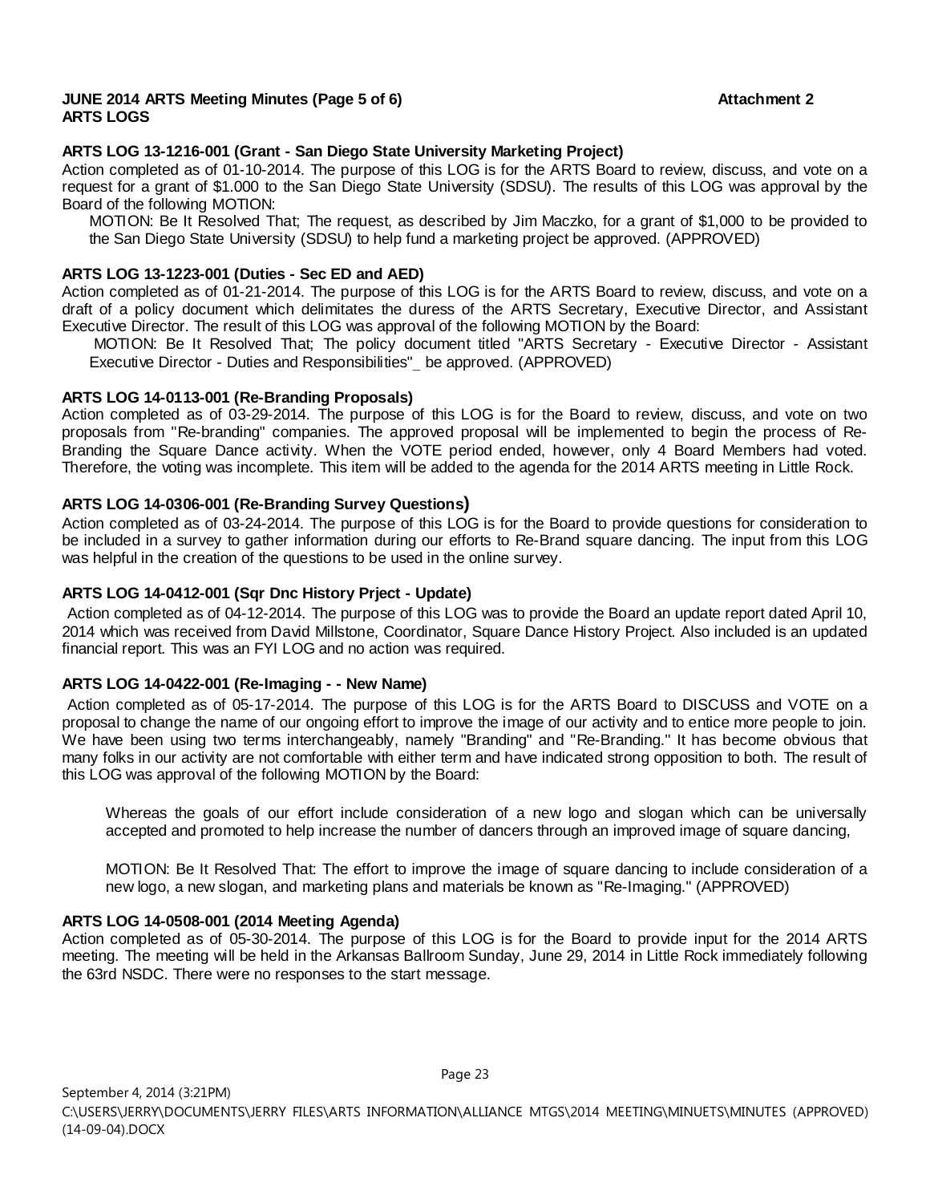**JUNE 2014 ARTS Meeting Minutes (Page 5 of 6)** **Attachment 2**
**ARTS LOGS**

**ARTS LOG 13-1216-001 (Grant - San Diego State University Marketing Project)**
Action completed as of 01-10-2014. The purpose of this LOG is for the ARTS Board to review, discuss, and vote on a request for a grant of $1.000 to the San Diego State University (SDSU). The results of this LOG was approval by the Board of the following MOTION:

MOTION: Be It Resolved That; The request, as described by Jim Maczko, for a grant of $1,000 to be provided to the San Diego State University (SDSU) to help fund a marketing project be approved. (APPROVED)

**ARTS LOG 13-1223-001 (Duties - Sec ED and AED)**
Action completed as of 01-21-2014. The purpose of this LOG is for the ARTS Board to review, discuss, and vote on a draft of a policy document which delimitates the duress of the ARTS Secretary, Executive Director, and Assistant Executive Director. The result of this LOG was approval of the following MOTION by the Board:

MOTION: Be It Resolved That; The policy document titled "ARTS Secretary - Executive Director - Assistant Executive Director - Duties and Responsibilities"_ be approved. (APPROVED)

**ARTS LOG 14-0113-001 (Re-Branding Proposals)**
Action completed as of 03-29-2014. The purpose of this LOG is for the Board to review, discuss, and vote on two proposals from "Re-branding" companies. The approved proposal will be implemented to begin the process of Re-Branding the Square Dance activity. When the VOTE period ended, however, only 4 Board Members had voted. Therefore, the voting was incomplete. This item will be added to the agenda for the 2014 ARTS meeting in Little Rock.

**ARTS LOG 14-0306-001 (Re-Branding Survey Questions)**
Action completed as of 03-24-2014. The purpose of this LOG is for the Board to provide questions for consideration to be included in a survey to gather information during our efforts to Re-Brand square dancing. The input from this LOG was helpful in the creation of the questions to be used in the online survey.

**ARTS LOG 14-0412-001 (Sqr Dnc History Prject - Update)**
Action completed as of 04-12-2014. The purpose of this LOG was to provide the Board an update report dated April 10, 2014 which was received from David Millstone, Coordinator, Square Dance History Project. Also included is an updated financial report. This was an FYI LOG and no action was required.

**ARTS LOG 14-0422-001 (Re-Imaging - - New Name)**
Action completed as of 05-17-2014. The purpose of this LOG is for the ARTS Board to DISCUSS and VOTE on a proposal to change the name of our ongoing effort to improve the image of our activity and to entice more people to join. We have been using two terms interchangeably, namely "Branding" and "Re-Branding." It has become obvious that many folks in our activity are not comfortable with either term and have indicated strong opposition to both. The result of this LOG was approval of the following MOTION by the Board:

Whereas the goals of our effort include consideration of a new logo and slogan which can be universally accepted and promoted to help increase the number of dancers through an improved image of square dancing,

MOTION: Be It Resolved That: The effort to improve the image of square dancing to include consideration of a new logo, a new slogan, and marketing plans and materials be known as "Re-Imaging." (APPROVED)

**ARTS LOG 14-0508-001 (2014 Meeting Agenda)**
Action completed as of 05-30-2014. The purpose of this LOG is for the Board to provide input for the 2014 ARTS meeting. The meeting will be held in the Arkansas Ballroom Sunday, June 29, 2014 in Little Rock immediately following the 63rd NSDC. There were no responses to the start message.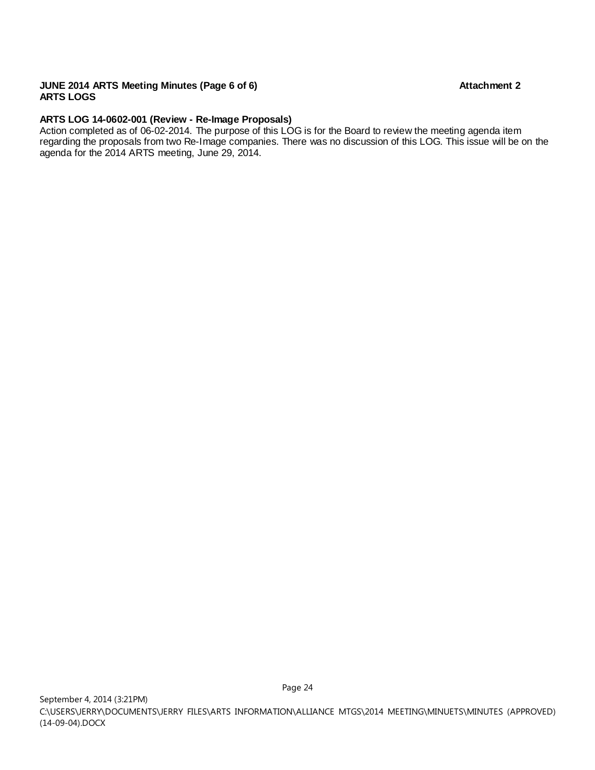**JUNE 2014 ARTS Meeting Minutes (Page 6 of 6) Attachment 2**
**ARTS LOGS**

**ARTS LOG 14-0602-001 (Review - Re-Image Proposals)**
Action completed as of 06-02-2014. The purpose of this LOG is for the Board to review the meeting agenda item regarding the proposals from two Re-Image companies. There was no discussion of this LOG. This issue will be on the agenda for the 2014 ARTS meeting, June 29, 2014.